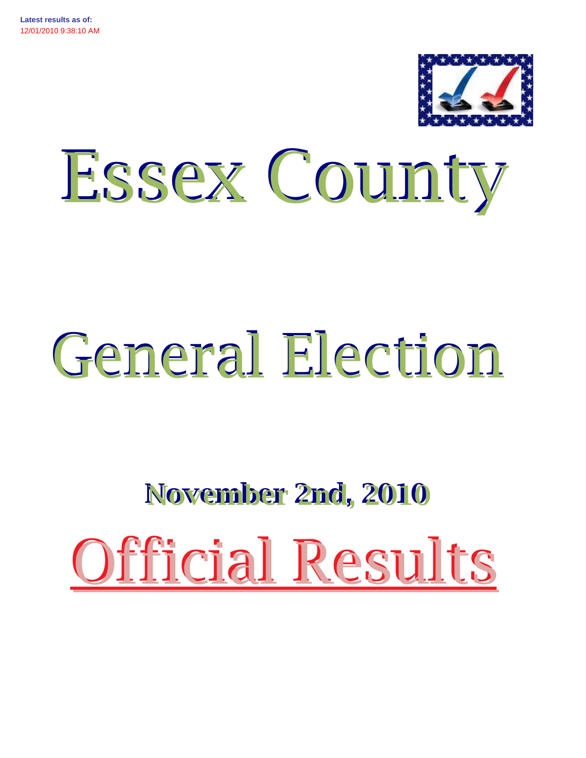**Latest results as of:**
12/01/2010 9:38:10 AM

# Essex County

# General Election

## November 2nd, 2010

# Official Results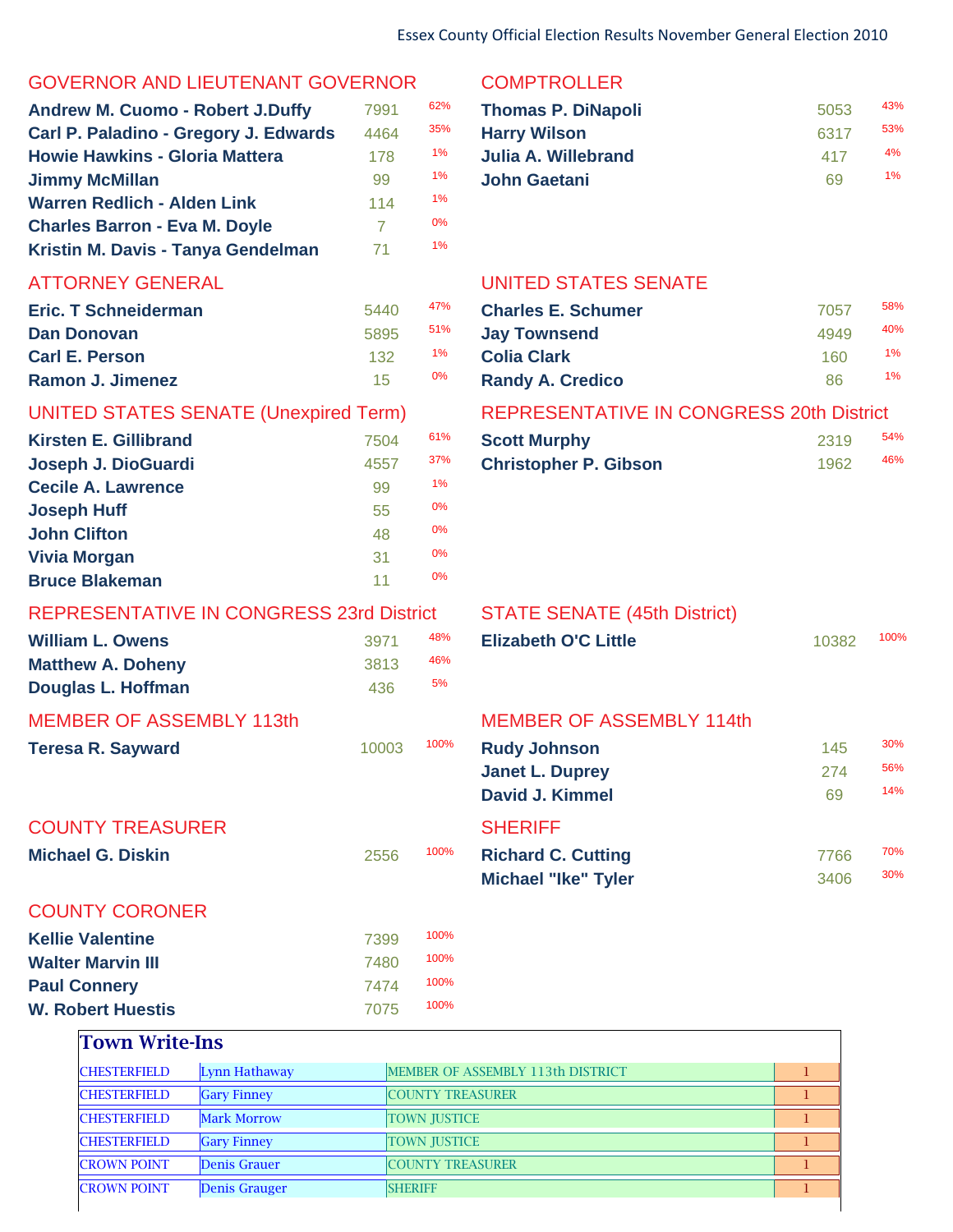Essex County Official Election Results November General Election 2010

## GOVERNOR AND LIEUTENANT GOVERNOR

| Candidate | Votes | % |
|---|---|---|
| **Andrew M. Cuomo - Robert J.Duffy** | 7991 | 62% |
| **Carl P. Paladino - Gregory J. Edwards** | 4464 | 35% |
| **Howie Hawkins - Gloria Mattera** | 178 | 1% |
| **Jimmy McMillan** | 99 | 1% |
| **Warren Redlich - Alden Link** | 114 | 1% |
| **Charles Barron - Eva M. Doyle** | 7 | 0% |
| **Kristin M. Davis - Tanya Gendelman** | 71 | 1% |

## COMPTROLLER

| Candidate | Votes | % |
|---|---|---|
| **Thomas P. DiNapoli** | 5053 | 43% |
| **Harry Wilson** | 6317 | 53% |
| **Julia A. Willebrand** | 417 | 4% |
| **John Gaetani** | 69 | 1% |

## ATTORNEY GENERAL

| Candidate | Votes | % |
|---|---|---|
| **Eric. T Schneiderman** | 5440 | 47% |
| **Dan Donovan** | 5895 | 51% |
| **Carl E. Person** | 132 | 1% |
| **Ramon J. Jimenez** | 15 | 0% |

## UNITED STATES SENATE

| Candidate | Votes | % |
|---|---|---|
| **Charles E. Schumer** | 7057 | 58% |
| **Jay Townsend** | 4949 | 40% |
| **Colia Clark** | 160 | 1% |
| **Randy A. Credico** | 86 | 1% |

## UNITED STATES SENATE (Unexpired Term)

| Candidate | Votes | % |
|---|---|---|
| **Kirsten E. Gillibrand** | 7504 | 61% |
| **Joseph J. DioGuardi** | 4557 | 37% |
| **Cecile A. Lawrence** | 99 | 1% |
| **Joseph Huff** | 55 | 0% |
| **John Clifton** | 48 | 0% |
| **Vivia Morgan** | 31 | 0% |
| **Bruce Blakeman** | 11 | 0% |

## REPRESENTATIVE IN CONGRESS 20th District

| Candidate | Votes | % |
|---|---|---|
| **Scott Murphy** | 2319 | 54% |
| **Christopher P. Gibson** | 1962 | 46% |

## REPRESENTATIVE IN CONGRESS 23rd District

| Candidate | Votes | % |
|---|---|---|
| **William L. Owens** | 3971 | 48% |
| **Matthew A. Doheny** | 3813 | 46% |
| **Douglas L. Hoffman** | 436 | 5% |

## STATE SENATE (45th District)

| Candidate | Votes | % |
|---|---|---|
| **Elizabeth O'C Little** | 10382 | 100% |

## MEMBER OF ASSEMBLY 113th

| Candidate | Votes | % |
|---|---|---|
| **Teresa R. Sayward** | 10003 | 100% |

## MEMBER OF ASSEMBLY 114th

| Candidate | Votes | % |
|---|---|---|
| **Rudy Johnson** | 145 | 30% |
| **Janet L. Duprey** | 274 | 56% |
| **David J. Kimmel** | 69 | 14% |

## COUNTY TREASURER

| Candidate | Votes | % |
|---|---|---|
| **Michael G. Diskin** | 2556 | 100% |

## SHERIFF

| Candidate | Votes | % |
|---|---|---|
| **Richard C. Cutting** | 7766 | 70% |
| **Michael "Ike" Tyler** | 3406 | 30% |

## COUNTY CORONER

| Candidate | Votes | % |
|---|---|---|
| **Kellie Valentine** | 7399 | 100% |
| **Walter Marvin III** | 7480 | 100% |
| **Paul Connery** | 7474 | 100% |
| **W. Robert Huestis** | 7075 | 100% |

## Town Write-Ins

| Town | Name | Office | Votes |
|---|---|---|---|
| CHESTERFIELD | Lynn Hathaway | MEMBER OF ASSEMBLY 113th DISTRICT | 1 |
| CHESTERFIELD | Gary Finney | COUNTY TREASURER | 1 |
| CHESTERFIELD | Mark Morrow | TOWN JUSTICE | 1 |
| CHESTERFIELD | Gary Finney | TOWN JUSTICE | 1 |
| CROWN POINT | Denis Grauer | COUNTY TREASURER | 1 |
| CROWN POINT | Denis Grauger | SHERIFF | 1 |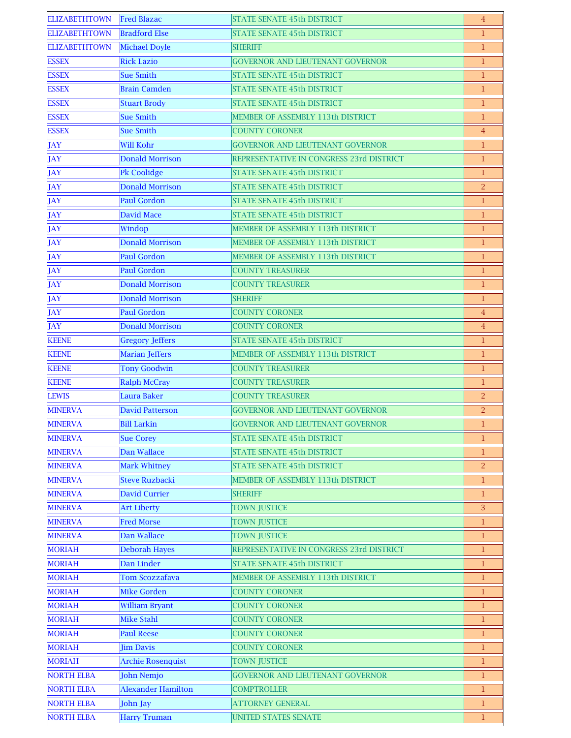| ELIZABETHTOWN | Fred Blazac | STATE SENATE 45th DISTRICT | 4 |
|---|---|---|---|
| ELIZABETHTOWN | Bradford Else | STATE SENATE 45th DISTRICT | 1 |
| ELIZABETHTOWN | Michael Doyle | SHERIFF | 1 |
| ESSEX | Rick Lazio | GOVERNOR AND LIEUTENANT GOVERNOR | 1 |
| ESSEX | Sue Smith | STATE SENATE 45th DISTRICT | 1 |
| ESSEX | Brain Camden | STATE SENATE 45th DISTRICT | 1 |
| ESSEX | Stuart Brody | STATE SENATE 45th DISTRICT | 1 |
| ESSEX | Sue Smith | MEMBER OF ASSEMBLY 113th DISTRICT | 1 |
| ESSEX | Sue Smith | COUNTY CORONER | 4 |
| JAY | Will Kohr | GOVERNOR AND LIEUTENANT GOVERNOR | 1 |
| JAY | Donald Morrison | REPRESENTATIVE IN CONGRESS 23rd DISTRICT | 1 |
| JAY | Pk Coolidge | STATE SENATE 45th DISTRICT | 1 |
| JAY | Donald Morrison | STATE SENATE 45th DISTRICT | 2 |
| JAY | Paul Gordon | STATE SENATE 45th DISTRICT | 1 |
| JAY | David Mace | STATE SENATE 45th DISTRICT | 1 |
| JAY | Windop | MEMBER OF ASSEMBLY 113th DISTRICT | 1 |
| JAY | Donald Morrison | MEMBER OF ASSEMBLY 113th DISTRICT | 1 |
| JAY | Paul Gordon | MEMBER OF ASSEMBLY 113th DISTRICT | 1 |
| JAY | Paul Gordon | COUNTY TREASURER | 1 |
| JAY | Donald Morrison | COUNTY TREASURER | 1 |
| JAY | Donald Morrison | SHERIFF | 1 |
| JAY | Paul Gordon | COUNTY CORONER | 4 |
| JAY | Donald Morrison | COUNTY CORONER | 4 |
| KEENE | Gregory Jeffers | STATE SENATE 45th DISTRICT | 1 |
| KEENE | Marian Jeffers | MEMBER OF ASSEMBLY 113th DISTRICT | 1 |
| KEENE | Tony Goodwin | COUNTY TREASURER | 1 |
| KEENE | Ralph McCray | COUNTY TREASURER | 1 |
| LEWIS | Laura Baker | COUNTY TREASURER | 2 |
| MINERVA | David Patterson | GOVERNOR AND LIEUTENANT GOVERNOR | 2 |
| MINERVA | Bill Larkin | GOVERNOR AND LIEUTENANT GOVERNOR | 1 |
| MINERVA | Sue Corey | STATE SENATE 45th DISTRICT | 1 |
| MINERVA | Dan Wallace | STATE SENATE 45th DISTRICT | 1 |
| MINERVA | Mark Whitney | STATE SENATE 45th DISTRICT | 2 |
| MINERVA | Steve Ruzbacki | MEMBER OF ASSEMBLY 113th DISTRICT | 1 |
| MINERVA | David Currier | SHERIFF | 1 |
| MINERVA | Art Liberty | TOWN JUSTICE | 3 |
| MINERVA | Fred Morse | TOWN JUSTICE | 1 |
| MINERVA | Dan Wallace | TOWN JUSTICE | 1 |
| MORIAH | Deborah Hayes | REPRESENTATIVE IN CONGRESS 23rd DISTRICT | 1 |
| MORIAH | Dan Linder | STATE SENATE 45th DISTRICT | 1 |
| MORIAH | Tom Scozzafava | MEMBER OF ASSEMBLY 113th DISTRICT | 1 |
| MORIAH | Mike Gorden | COUNTY CORONER | 1 |
| MORIAH | William Bryant | COUNTY CORONER | 1 |
| MORIAH | Mike Stahl | COUNTY CORONER | 1 |
| MORIAH | Paul Reese | COUNTY CORONER | 1 |
| MORIAH | Jim Davis | COUNTY CORONER | 1 |
| MORIAH | Archie Rosenquist | TOWN JUSTICE | 1 |
| NORTH ELBA | John Nemjo | GOVERNOR AND LIEUTENANT GOVERNOR | 1 |
| NORTH ELBA | Alexander Hamilton | COMPTROLLER | 1 |
| NORTH ELBA | John Jay | ATTORNEY GENERAL | 1 |
| NORTH ELBA | Harry Truman | UNITED STATES SENATE | 1 |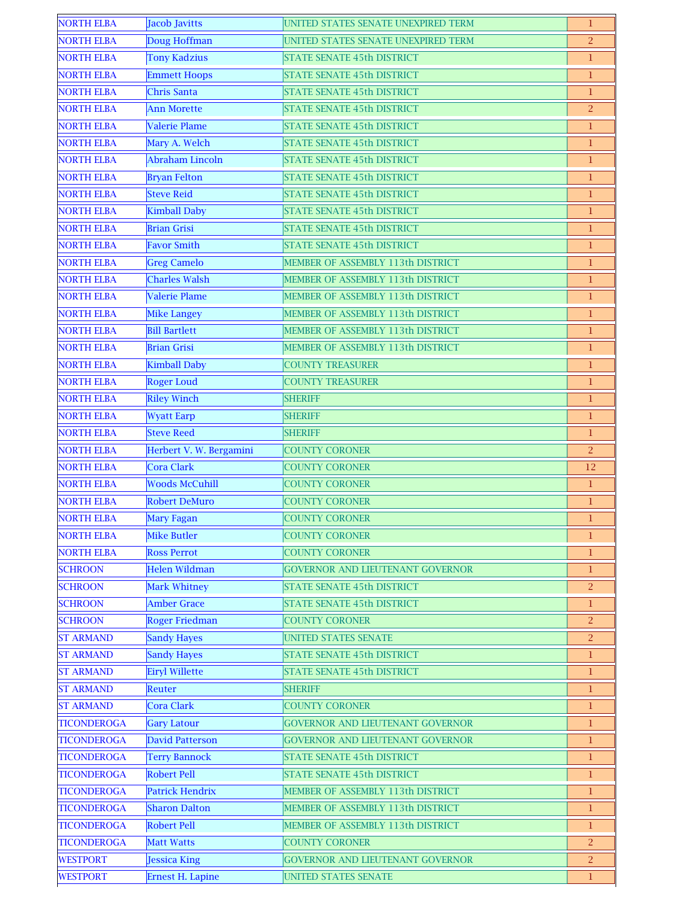| | | | |
|---|---|---|---|
| NORTH ELBA | Jacob Javitts | UNITED STATES SENATE UNEXPIRED TERM | 1 |
| NORTH ELBA | Doug Hoffman | UNITED STATES SENATE UNEXPIRED TERM | 2 |
| NORTH ELBA | Tony Kadzius | STATE SENATE 45th DISTRICT | 1 |
| NORTH ELBA | Emmett Hoops | STATE SENATE 45th DISTRICT | 1 |
| NORTH ELBA | Chris Santa | STATE SENATE 45th DISTRICT | 1 |
| NORTH ELBA | Ann Morette | STATE SENATE 45th DISTRICT | 2 |
| NORTH ELBA | Valerie Plame | STATE SENATE 45th DISTRICT | 1 |
| NORTH ELBA | Mary A. Welch | STATE SENATE 45th DISTRICT | 1 |
| NORTH ELBA | Abraham Lincoln | STATE SENATE 45th DISTRICT | 1 |
| NORTH ELBA | Bryan Felton | STATE SENATE 45th DISTRICT | 1 |
| NORTH ELBA | Steve Reid | STATE SENATE 45th DISTRICT | 1 |
| NORTH ELBA | Kimball Daby | STATE SENATE 45th DISTRICT | 1 |
| NORTH ELBA | Brian Grisi | STATE SENATE 45th DISTRICT | 1 |
| NORTH ELBA | Favor Smith | STATE SENATE 45th DISTRICT | 1 |
| NORTH ELBA | Greg Camelo | MEMBER OF ASSEMBLY 113th DISTRICT | 1 |
| NORTH ELBA | Charles Walsh | MEMBER OF ASSEMBLY 113th DISTRICT | 1 |
| NORTH ELBA | Valerie Plame | MEMBER OF ASSEMBLY 113th DISTRICT | 1 |
| NORTH ELBA | Mike Langey | MEMBER OF ASSEMBLY 113th DISTRICT | 1 |
| NORTH ELBA | Bill Bartlett | MEMBER OF ASSEMBLY 113th DISTRICT | 1 |
| NORTH ELBA | Brian Grisi | MEMBER OF ASSEMBLY 113th DISTRICT | 1 |
| NORTH ELBA | Kimball Daby | COUNTY TREASURER | 1 |
| NORTH ELBA | Roger Loud | COUNTY TREASURER | 1 |
| NORTH ELBA | Riley Winch | SHERIFF | 1 |
| NORTH ELBA | Wyatt Earp | SHERIFF | 1 |
| NORTH ELBA | Steve Reed | SHERIFF | 1 |
| NORTH ELBA | Herbert V. W. Bergamini | COUNTY CORONER | 2 |
| NORTH ELBA | Cora Clark | COUNTY CORONER | 12 |
| NORTH ELBA | Woods McCuhill | COUNTY CORONER | 1 |
| NORTH ELBA | Robert DeMuro | COUNTY CORONER | 1 |
| NORTH ELBA | Mary Fagan | COUNTY CORONER | 1 |
| NORTH ELBA | Mike Butler | COUNTY CORONER | 1 |
| NORTH ELBA | Ross Perrot | COUNTY CORONER | 1 |
| SCHROON | Helen Wildman | GOVERNOR AND LIEUTENANT GOVERNOR | 1 |
| SCHROON | Mark Whitney | STATE SENATE 45th DISTRICT | 2 |
| SCHROON | Amber Grace | STATE SENATE 45th DISTRICT | 1 |
| SCHROON | Roger Friedman | COUNTY CORONER | 2 |
| ST ARMAND | Sandy Hayes | UNITED STATES SENATE | 2 |
| ST ARMAND | Sandy Hayes | STATE SENATE 45th DISTRICT | 1 |
| ST ARMAND | Eiryl Willette | STATE SENATE 45th DISTRICT | 1 |
| ST ARMAND | Reuter | SHERIFF | 1 |
| ST ARMAND | Cora Clark | COUNTY CORONER | 1 |
| TICONDEROGA | Gary Latour | GOVERNOR AND LIEUTENANT GOVERNOR | 1 |
| TICONDEROGA | David Patterson | GOVERNOR AND LIEUTENANT GOVERNOR | 1 |
| TICONDEROGA | Terry Bannock | STATE SENATE 45th DISTRICT | 1 |
| TICONDEROGA | Robert Pell | STATE SENATE 45th DISTRICT | 1 |
| TICONDEROGA | Patrick Hendrix | MEMBER OF ASSEMBLY 113th DISTRICT | 1 |
| TICONDEROGA | Sharon Dalton | MEMBER OF ASSEMBLY 113th DISTRICT | 1 |
| TICONDEROGA | Robert Pell | MEMBER OF ASSEMBLY 113th DISTRICT | 1 |
| TICONDEROGA | Matt Watts | COUNTY CORONER | 2 |
| WESTPORT | Jessica King | GOVERNOR AND LIEUTENANT GOVERNOR | 2 |
| WESTPORT | Ernest H. Lapine | UNITED STATES SENATE | 1 |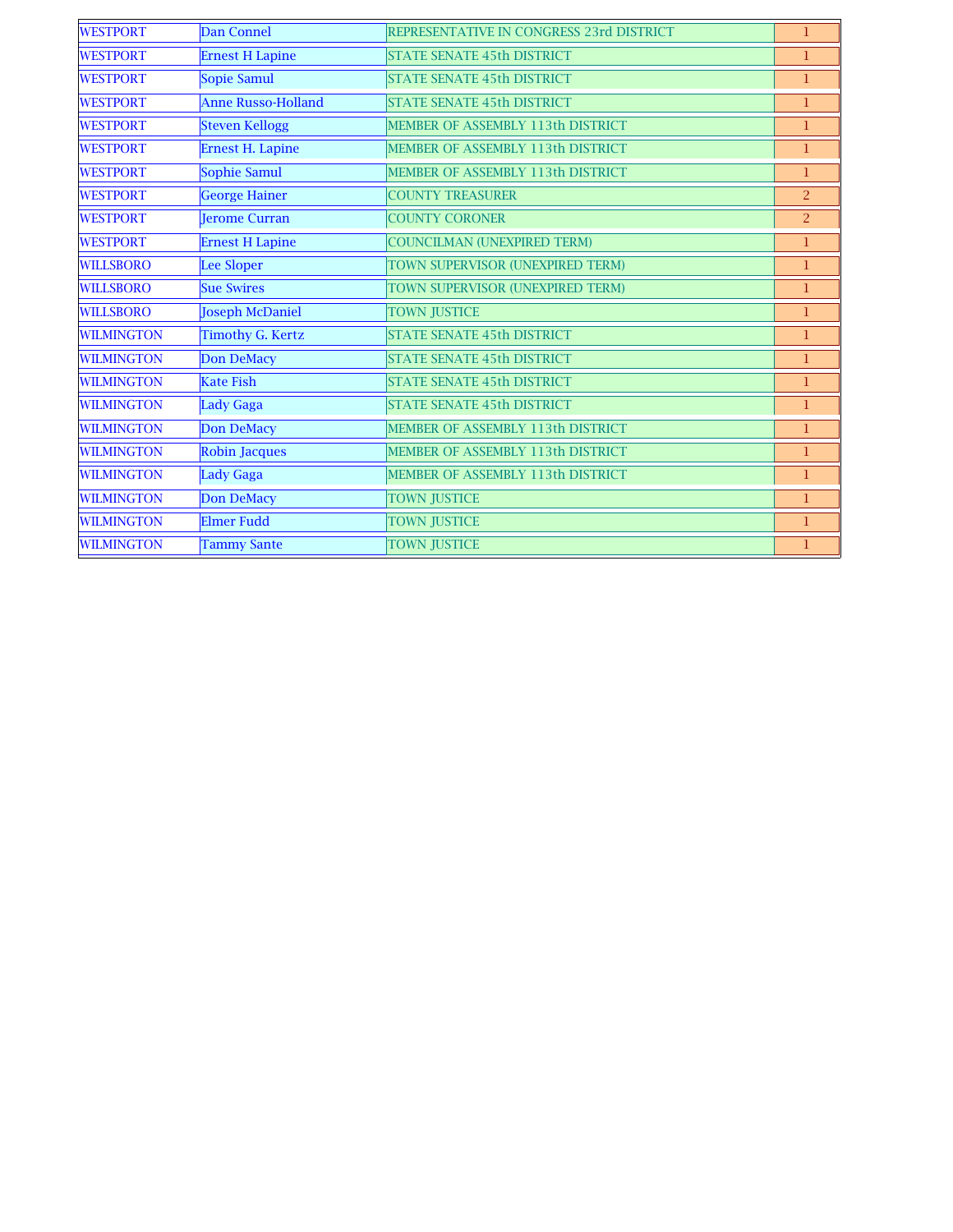| WESTPORT | Dan Connel | REPRESENTATIVE IN CONGRESS 23rd DISTRICT | 1 |
|---|---|---|---|
| WESTPORT | Ernest H Lapine | STATE SENATE 45th DISTRICT | 1 |
| WESTPORT | Sopie Samul | STATE SENATE 45th DISTRICT | 1 |
| WESTPORT | Anne Russo-Holland | STATE SENATE 45th DISTRICT | 1 |
| WESTPORT | Steven Kellogg | MEMBER OF ASSEMBLY 113th DISTRICT | 1 |
| WESTPORT | Ernest H. Lapine | MEMBER OF ASSEMBLY 113th DISTRICT | 1 |
| WESTPORT | Sophie Samul | MEMBER OF ASSEMBLY 113th DISTRICT | 1 |
| WESTPORT | George Hainer | COUNTY TREASURER | 2 |
| WESTPORT | Jerome Curran | COUNTY CORONER | 2 |
| WESTPORT | Ernest H Lapine | COUNCILMAN (UNEXPIRED TERM) | 1 |
| WILLSBORO | Lee Sloper | TOWN SUPERVISOR (UNEXPIRED TERM) | 1 |
| WILLSBORO | Sue Swires | TOWN SUPERVISOR (UNEXPIRED TERM) | 1 |
| WILLSBORO | Joseph McDaniel | TOWN JUSTICE | 1 |
| WILMINGTON | Timothy G. Kertz | STATE SENATE 45th DISTRICT | 1 |
| WILMINGTON | Don DeMacy | STATE SENATE 45th DISTRICT | 1 |
| WILMINGTON | Kate Fish | STATE SENATE 45th DISTRICT | 1 |
| WILMINGTON | Lady Gaga | STATE SENATE 45th DISTRICT | 1 |
| WILMINGTON | Don DeMacy | MEMBER OF ASSEMBLY 113th DISTRICT | 1 |
| WILMINGTON | Robin Jacques | MEMBER OF ASSEMBLY 113th DISTRICT | 1 |
| WILMINGTON | Lady Gaga | MEMBER OF ASSEMBLY 113th DISTRICT | 1 |
| WILMINGTON | Don DeMacy | TOWN JUSTICE | 1 |
| WILMINGTON | Elmer Fudd | TOWN JUSTICE | 1 |
| WILMINGTON | Tammy Sante | TOWN JUSTICE | 1 |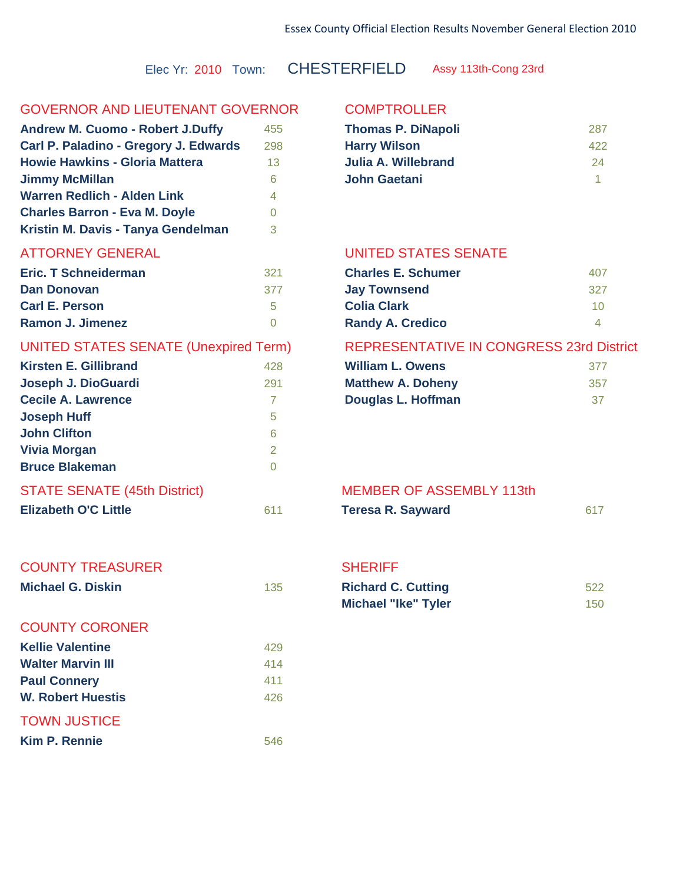Essex County Official Election Results November General Election 2010

Elec Yr: 2010 Town: **CHESTERFIELD** Assy 113th-Cong 23rd

## GOVERNOR AND LIEUTENANT GOVERNOR

| Candidate | Votes |
|---|---|
| Andrew M. Cuomo - Robert J.Duffy | 455 |
| Carl P. Paladino - Gregory J. Edwards | 298 |
| Howie Hawkins - Gloria Mattera | 13 |
| Jimmy McMillan | 6 |
| Warren Redlich - Alden Link | 4 |
| Charles Barron - Eva M. Doyle | 0 |
| Kristin M. Davis - Tanya Gendelman | 3 |

## COMPTROLLER

| Candidate | Votes |
|---|---|
| Thomas P. DiNapoli | 287 |
| Harry Wilson | 422 |
| Julia A. Willebrand | 24 |
| John Gaetani | 1 |

## ATTORNEY GENERAL

| Candidate | Votes |
|---|---|
| Eric. T Schneiderman | 321 |
| Dan Donovan | 377 |
| Carl E. Person | 5 |
| Ramon J. Jimenez | 0 |

## UNITED STATES SENATE

| Candidate | Votes |
|---|---|
| Charles E. Schumer | 407 |
| Jay Townsend | 327 |
| Colia Clark | 10 |
| Randy A. Credico | 4 |

## UNITED STATES SENATE (Unexpired Term)

| Candidate | Votes |
|---|---|
| Kirsten E. Gillibrand | 428 |
| Joseph J. DioGuardi | 291 |
| Cecile A. Lawrence | 7 |
| Joseph Huff | 5 |
| John Clifton | 6 |
| Vivia Morgan | 2 |
| Bruce Blakeman | 0 |

## REPRESENTATIVE IN CONGRESS 23rd District

| Candidate | Votes |
|---|---|
| William L. Owens | 377 |
| Matthew A. Doheny | 357 |
| Douglas L. Hoffman | 37 |

## STATE SENATE (45th District)

| Candidate | Votes |
|---|---|
| Elizabeth O'C Little | 611 |

## MEMBER OF ASSEMBLY 113th

| Candidate | Votes |
|---|---|
| Teresa R. Sayward | 617 |

## COUNTY TREASURER

| Candidate | Votes |
|---|---|
| Michael G. Diskin | 135 |

## SHERIFF

| Candidate | Votes |
|---|---|
| Richard C. Cutting | 522 |
| Michael "Ike" Tyler | 150 |

## COUNTY CORONER

| Candidate | Votes |
|---|---|
| Kellie Valentine | 429 |
| Walter Marvin III | 414 |
| Paul Connery | 411 |
| W. Robert Huestis | 426 |

## TOWN JUSTICE

| Candidate | Votes |
|---|---|
| Kim P. Rennie | 546 |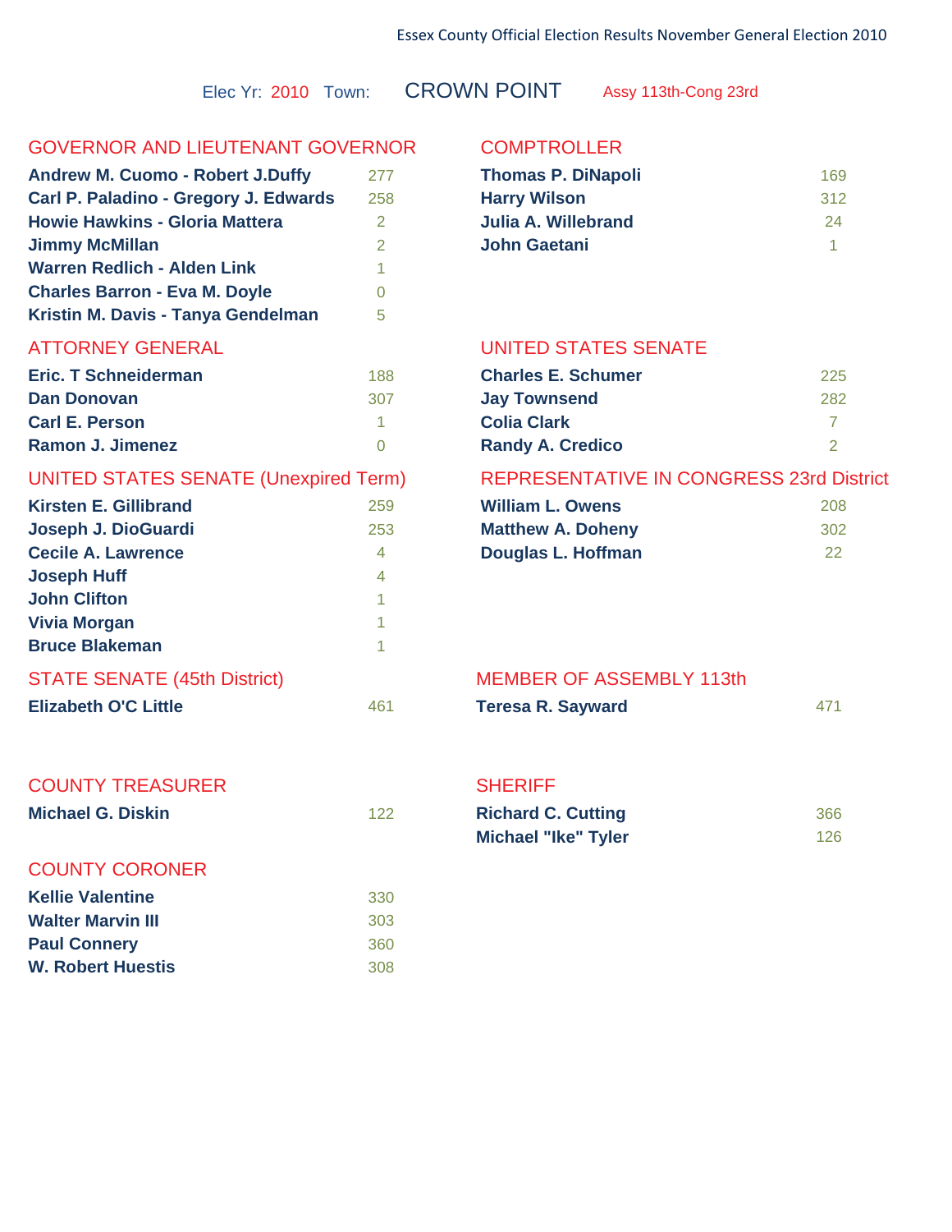Essex County Official Election Results November General Election 2010

Elec Yr: 2010 Town: **CROWN POINT** Assy 113th-Cong 23rd

## GOVERNOR AND LIEUTENANT GOVERNOR

| Candidate | Votes |
|---|---|
| Andrew M. Cuomo - Robert J.Duffy | 277 |
| Carl P. Paladino - Gregory J. Edwards | 258 |
| Howie Hawkins - Gloria Mattera | 2 |
| Jimmy McMillan | 2 |
| Warren Redlich - Alden Link | 1 |
| Charles Barron - Eva M. Doyle | 0 |
| Kristin M. Davis - Tanya Gendelman | 5 |

## COMPTROLLER

| Candidate | Votes |
|---|---|
| Thomas P. DiNapoli | 169 |
| Harry Wilson | 312 |
| Julia A. Willebrand | 24 |
| John Gaetani | 1 |

## ATTORNEY GENERAL

| Candidate | Votes |
|---|---|
| Eric. T Schneiderman | 188 |
| Dan Donovan | 307 |
| Carl E. Person | 1 |
| Ramon J. Jimenez | 0 |

## UNITED STATES SENATE

| Candidate | Votes |
|---|---|
| Charles E. Schumer | 225 |
| Jay Townsend | 282 |
| Colia Clark | 7 |
| Randy A. Credico | 2 |

## UNITED STATES SENATE (Unexpired Term)

| Candidate | Votes |
|---|---|
| Kirsten E. Gillibrand | 259 |
| Joseph J. DioGuardi | 253 |
| Cecile A. Lawrence | 4 |
| Joseph Huff | 4 |
| John Clifton | 1 |
| Vivia Morgan | 1 |
| Bruce Blakeman | 1 |

## REPRESENTATIVE IN CONGRESS 23rd District

| Candidate | Votes |
|---|---|
| William L. Owens | 208 |
| Matthew A. Doheny | 302 |
| Douglas L. Hoffman | 22 |

## STATE SENATE (45th District)

| Candidate | Votes |
|---|---|
| Elizabeth O'C Little | 461 |

## MEMBER OF ASSEMBLY 113th

| Candidate | Votes |
|---|---|
| Teresa R. Sayward | 471 |

## COUNTY TREASURER

| Candidate | Votes |
|---|---|
| Michael G. Diskin | 122 |

## SHERIFF

| Candidate | Votes |
|---|---|
| Richard C. Cutting | 366 |
| Michael "Ike" Tyler | 126 |

## COUNTY CORONER

| Candidate | Votes |
|---|---|
| Kellie Valentine | 330 |
| Walter Marvin III | 303 |
| Paul Connery | 360 |
| W. Robert Huestis | 308 |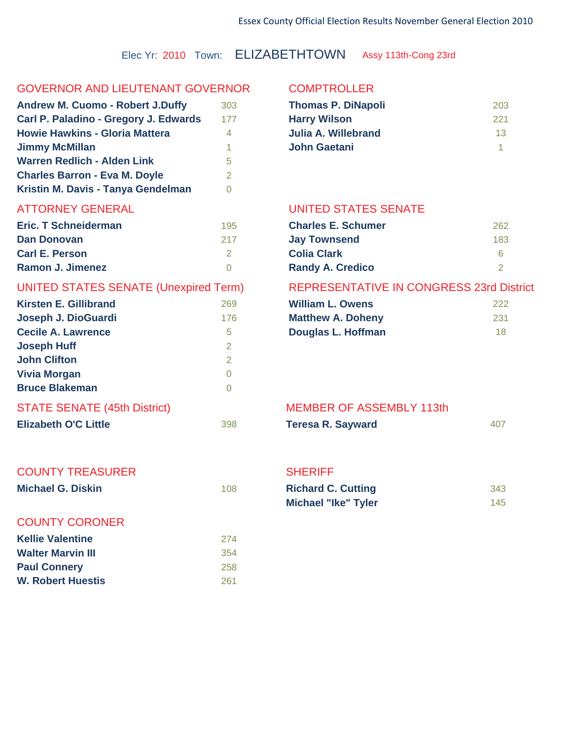Essex County Official Election Results November General Election 2010

Elec Yr: 2010 Town: **ELIZABETHTOWN** Assy 113th-Cong 23rd

## GOVERNOR AND LIEUTENANT GOVERNOR

| Candidate | Votes |
|---|---|
| Andrew M. Cuomo - Robert J.Duffy | 303 |
| Carl P. Paladino - Gregory J. Edwards | 177 |
| Howie Hawkins - Gloria Mattera | 4 |
| Jimmy McMillan | 1 |
| Warren Redlich - Alden Link | 5 |
| Charles Barron - Eva M. Doyle | 2 |
| Kristin M. Davis - Tanya Gendelman | 0 |

## COMPTROLLER

| Candidate | Votes |
|---|---|
| Thomas P. DiNapoli | 203 |
| Harry Wilson | 221 |
| Julia A. Willebrand | 13 |
| John Gaetani | 1 |

## ATTORNEY GENERAL

| Candidate | Votes |
|---|---|
| Eric. T Schneiderman | 195 |
| Dan Donovan | 217 |
| Carl E. Person | 2 |
| Ramon J. Jimenez | 0 |

## UNITED STATES SENATE

| Candidate | Votes |
|---|---|
| Charles E. Schumer | 262 |
| Jay Townsend | 183 |
| Colia Clark | 6 |
| Randy A. Credico | 2 |

## UNITED STATES SENATE (Unexpired Term)

| Candidate | Votes |
|---|---|
| Kirsten E. Gillibrand | 269 |
| Joseph J. DioGuardi | 176 |
| Cecile A. Lawrence | 5 |
| Joseph Huff | 2 |
| John Clifton | 2 |
| Vivia Morgan | 0 |
| Bruce Blakeman | 0 |

## REPRESENTATIVE IN CONGRESS 23rd District

| Candidate | Votes |
|---|---|
| William L. Owens | 222 |
| Matthew A. Doheny | 231 |
| Douglas L. Hoffman | 18 |

## STATE SENATE (45th District)

| Candidate | Votes |
|---|---|
| Elizabeth O'C Little | 398 |

## MEMBER OF ASSEMBLY 113th

| Candidate | Votes |
|---|---|
| Teresa R. Sayward | 407 |

## COUNTY TREASURER

| Candidate | Votes |
|---|---|
| Michael G. Diskin | 108 |

## SHERIFF

| Candidate | Votes |
|---|---|
| Richard C. Cutting | 343 |
| Michael "Ike" Tyler | 145 |

## COUNTY CORONER

| Candidate | Votes |
|---|---|
| Kellie Valentine | 274 |
| Walter Marvin III | 354 |
| Paul Connery | 258 |
| W. Robert Huestis | 261 |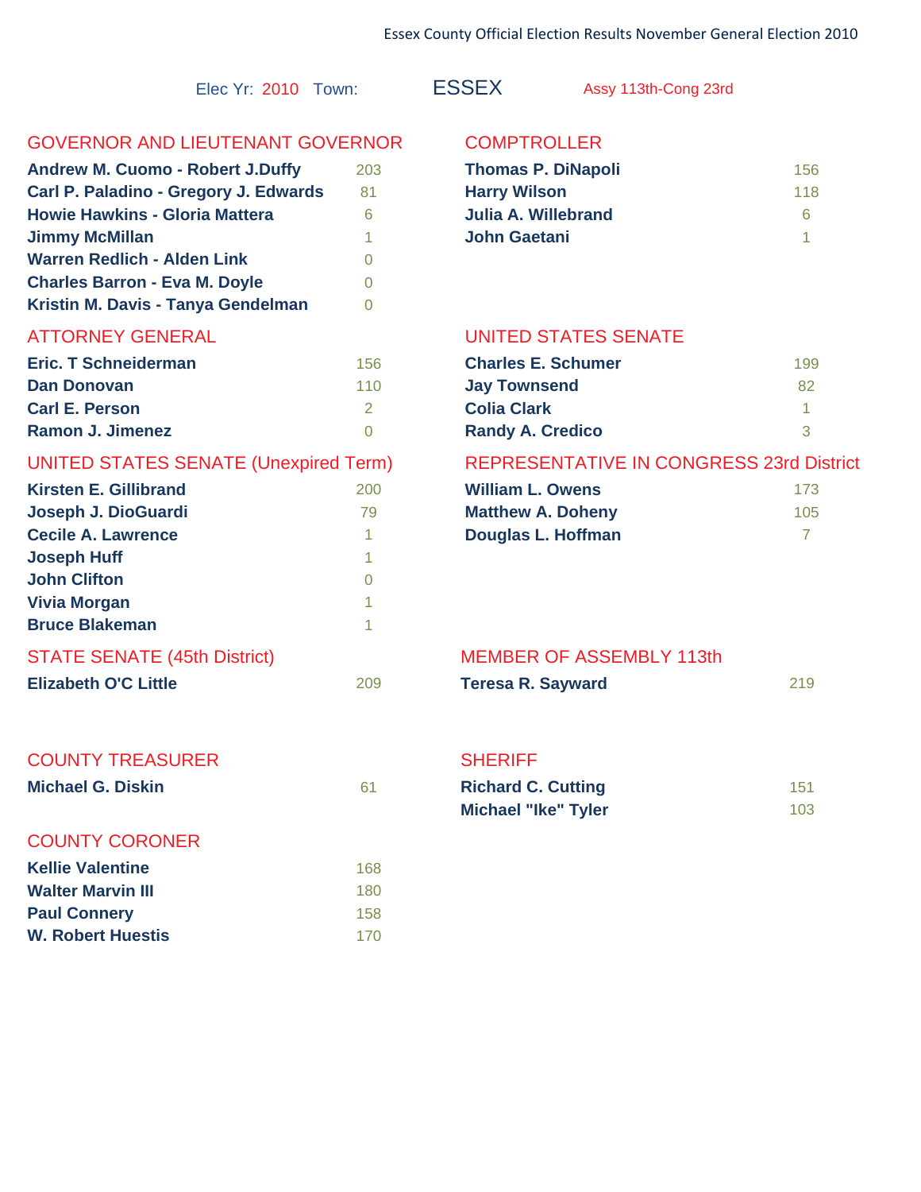Essex County Official Election Results November General Election 2010

Elec Yr: 2010 Town: **ESSEX** Assy 113th-Cong 23rd

## GOVERNOR AND LIEUTENANT GOVERNOR

| Candidate | Votes |
|---|---|
| Andrew M. Cuomo - Robert J.Duffy | 203 |
| Carl P. Paladino - Gregory J. Edwards | 81 |
| Howie Hawkins - Gloria Mattera | 6 |
| Jimmy McMillan | 1 |
| Warren Redlich - Alden Link | 0 |
| Charles Barron - Eva M. Doyle | 0 |
| Kristin M. Davis - Tanya Gendelman | 0 |

## COMPTROLLER

| Candidate | Votes |
|---|---|
| Thomas P. DiNapoli | 156 |
| Harry Wilson | 118 |
| Julia A. Willebrand | 6 |
| John Gaetani | 1 |

## ATTORNEY GENERAL

| Candidate | Votes |
|---|---|
| Eric. T Schneiderman | 156 |
| Dan Donovan | 110 |
| Carl E. Person | 2 |
| Ramon J. Jimenez | 0 |

## UNITED STATES SENATE

| Candidate | Votes |
|---|---|
| Charles E. Schumer | 199 |
| Jay Townsend | 82 |
| Colia Clark | 1 |
| Randy A. Credico | 3 |

## UNITED STATES SENATE (Unexpired Term)

| Candidate | Votes |
|---|---|
| Kirsten E. Gillibrand | 200 |
| Joseph J. DioGuardi | 79 |
| Cecile A. Lawrence | 1 |
| Joseph Huff | 1 |
| John Clifton | 0 |
| Vivia Morgan | 1 |
| Bruce Blakeman | 1 |

## REPRESENTATIVE IN CONGRESS 23rd District

| Candidate | Votes |
|---|---|
| William L. Owens | 173 |
| Matthew A. Doheny | 105 |
| Douglas L. Hoffman | 7 |

## STATE SENATE (45th District)

| Candidate | Votes |
|---|---|
| Elizabeth O'C Little | 209 |

## MEMBER OF ASSEMBLY 113th

| Candidate | Votes |
|---|---|
| Teresa R. Sayward | 219 |

## COUNTY TREASURER

| Candidate | Votes |
|---|---|
| Michael G. Diskin | 61 |

## SHERIFF

| Candidate | Votes |
|---|---|
| Richard C. Cutting | 151 |
| Michael "Ike" Tyler | 103 |

## COUNTY CORONER

| Candidate | Votes |
|---|---|
| Kellie Valentine | 168 |
| Walter Marvin III | 180 |
| Paul Connery | 158 |
| W. Robert Huestis | 170 |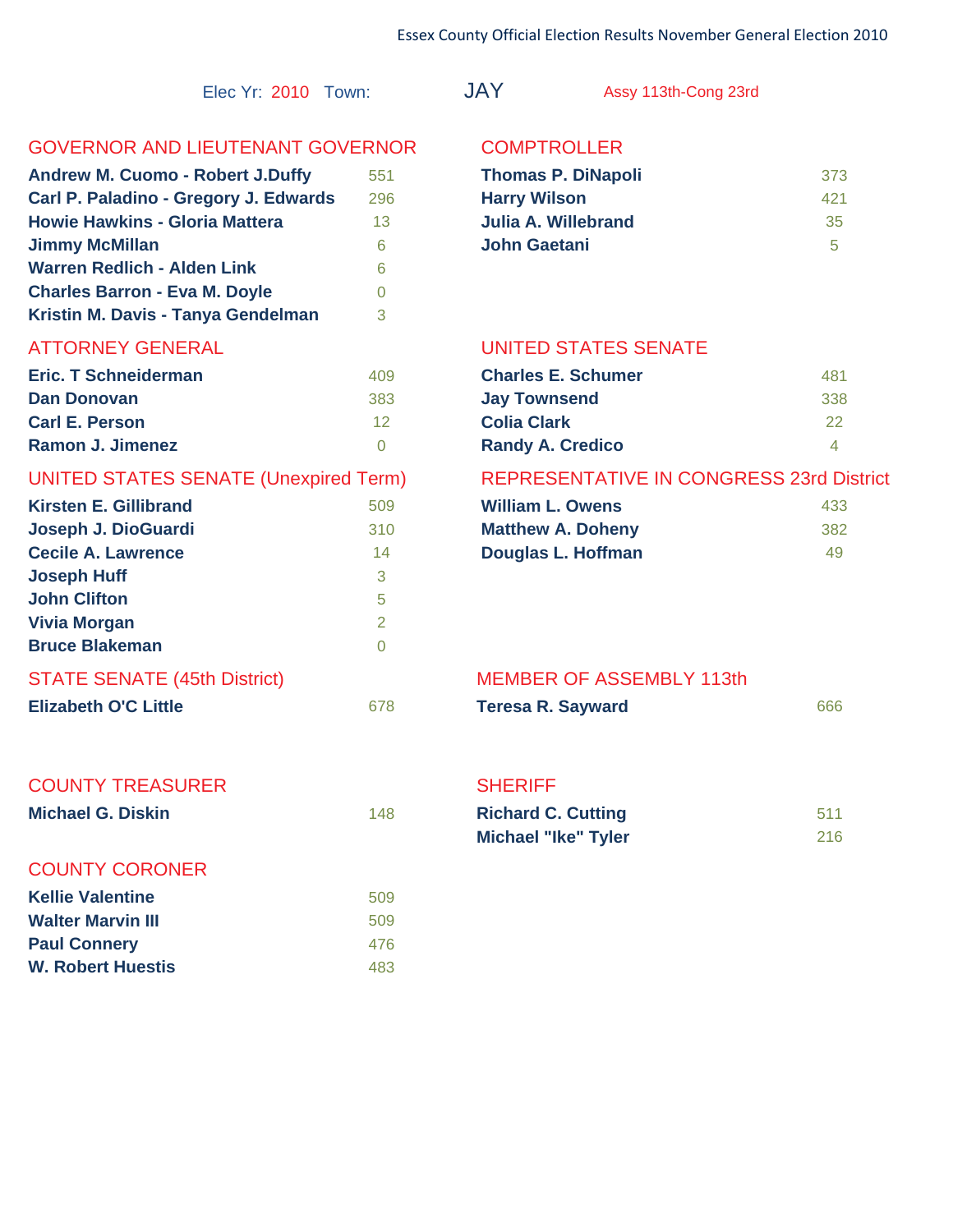# Essex County Official Election Results November General Election 2010

Elec Yr: 2010 Town: JAY Assy 113th-Cong 23rd

## GOVERNOR AND LIEUTENANT GOVERNOR

| Candidate | Votes |
|---|---|
| **Andrew M. Cuomo - Robert J.Duffy** | 551 |
| **Carl P. Paladino - Gregory J. Edwards** | 296 |
| **Howie Hawkins - Gloria Mattera** | 13 |
| **Jimmy McMillan** | 6 |
| **Warren Redlich - Alden Link** | 6 |
| **Charles Barron - Eva M. Doyle** | 0 |
| **Kristin M. Davis - Tanya Gendelman** | 3 |

## COMPTROLLER

| Candidate | Votes |
|---|---|
| **Thomas P. DiNapoli** | 373 |
| **Harry Wilson** | 421 |
| **Julia A. Willebrand** | 35 |
| **John Gaetani** | 5 |

## ATTORNEY GENERAL

| Candidate | Votes |
|---|---|
| **Eric. T Schneiderman** | 409 |
| **Dan Donovan** | 383 |
| **Carl E. Person** | 12 |
| **Ramon J. Jimenez** | 0 |

## UNITED STATES SENATE

| Candidate | Votes |
|---|---|
| **Charles E. Schumer** | 481 |
| **Jay Townsend** | 338 |
| **Colia Clark** | 22 |
| **Randy A. Credico** | 4 |

## UNITED STATES SENATE (Unexpired Term)

| Candidate | Votes |
|---|---|
| **Kirsten E. Gillibrand** | 509 |
| **Joseph J. DioGuardi** | 310 |
| **Cecile A. Lawrence** | 14 |
| **Joseph Huff** | 3 |
| **John Clifton** | 5 |
| **Vivia Morgan** | 2 |
| **Bruce Blakeman** | 0 |

## REPRESENTATIVE IN CONGRESS 23rd District

| Candidate | Votes |
|---|---|
| **William L. Owens** | 433 |
| **Matthew A. Doheny** | 382 |
| **Douglas L. Hoffman** | 49 |

## STATE SENATE (45th District)

| Candidate | Votes |
|---|---|
| **Elizabeth O'C Little** | 678 |

## MEMBER OF ASSEMBLY 113th

| Candidate | Votes |
|---|---|
| **Teresa R. Sayward** | 666 |

## COUNTY TREASURER

| Candidate | Votes |
|---|---|
| **Michael G. Diskin** | 148 |

## SHERIFF

| Candidate | Votes |
|---|---|
| **Richard C. Cutting** | 511 |
| **Michael "Ike" Tyler** | 216 |

## COUNTY CORONER

| Candidate | Votes |
|---|---|
| **Kellie Valentine** | 509 |
| **Walter Marvin III** | 509 |
| **Paul Connery** | 476 |
| **W. Robert Huestis** | 483 |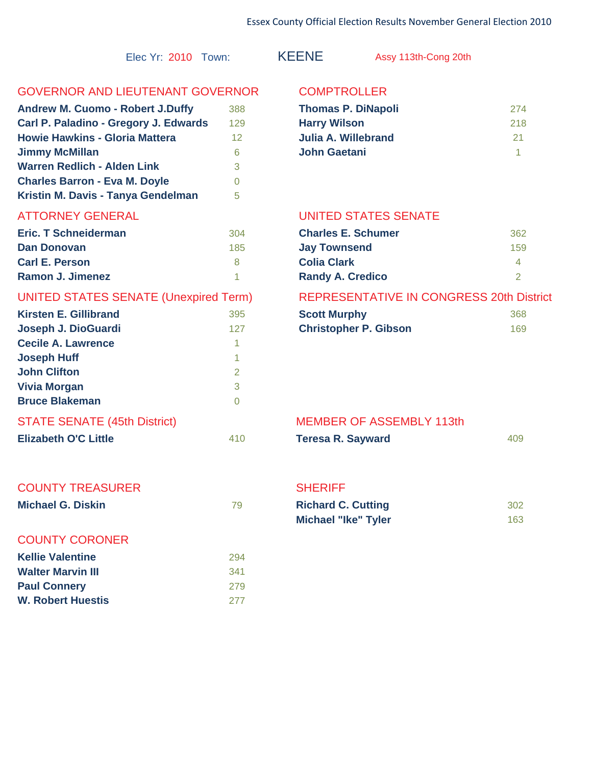Essex County Official Election Results November General Election 2010

Elec Yr: 2010 Town: **KEENE** Assy 113th-Cong 20th

## GOVERNOR AND LIEUTENANT GOVERNOR

| Candidate | Votes |
|---|---|
| **Andrew M. Cuomo - Robert J.Duffy** | 388 |
| **Carl P. Paladino - Gregory J. Edwards** | 129 |
| **Howie Hawkins - Gloria Mattera** | 12 |
| **Jimmy McMillan** | 6 |
| **Warren Redlich - Alden Link** | 3 |
| **Charles Barron - Eva M. Doyle** | 0 |
| **Kristin M. Davis - Tanya Gendelman** | 5 |

## COMPTROLLER

| Candidate | Votes |
|---|---|
| **Thomas P. DiNapoli** | 274 |
| **Harry Wilson** | 218 |
| **Julia A. Willebrand** | 21 |
| **John Gaetani** | 1 |

## ATTORNEY GENERAL

| Candidate | Votes |
|---|---|
| **Eric. T Schneiderman** | 304 |
| **Dan Donovan** | 185 |
| **Carl E. Person** | 8 |
| **Ramon J. Jimenez** | 1 |

## UNITED STATES SENATE

| Candidate | Votes |
|---|---|
| **Charles E. Schumer** | 362 |
| **Jay Townsend** | 159 |
| **Colia Clark** | 4 |
| **Randy A. Credico** | 2 |

## UNITED STATES SENATE (Unexpired Term)

| Candidate | Votes |
|---|---|
| **Kirsten E. Gillibrand** | 395 |
| **Joseph J. DioGuardi** | 127 |
| **Cecile A. Lawrence** | 1 |
| **Joseph Huff** | 1 |
| **John Clifton** | 2 |
| **Vivia Morgan** | 3 |
| **Bruce Blakeman** | 0 |

## REPRESENTATIVE IN CONGRESS 20th District

| Candidate | Votes |
|---|---|
| **Scott Murphy** | 368 |
| **Christopher P. Gibson** | 169 |

## STATE SENATE (45th District)

| Candidate | Votes |
|---|---|
| **Elizabeth O'C Little** | 410 |

## MEMBER OF ASSEMBLY 113th

| Candidate | Votes |
|---|---|
| **Teresa R. Sayward** | 409 |

## COUNTY TREASURER

| Candidate | Votes |
|---|---|
| **Michael G. Diskin** | 79 |

## SHERIFF

| Candidate | Votes |
|---|---|
| **Richard C. Cutting** | 302 |
| **Michael "Ike" Tyler** | 163 |

## COUNTY CORONER

| Candidate | Votes |
|---|---|
| **Kellie Valentine** | 294 |
| **Walter Marvin III** | 341 |
| **Paul Connery** | 279 |
| **W. Robert Huestis** | 277 |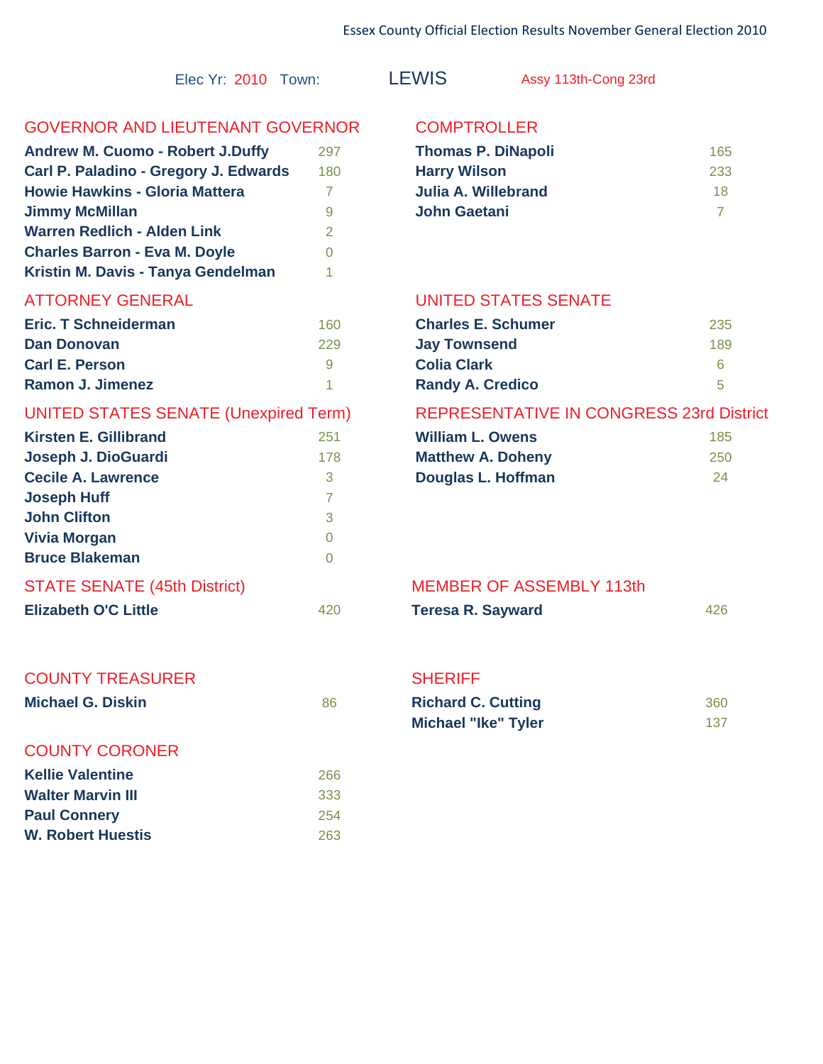Elec Yr: 2010 Town: LEWIS Assy 113th-Cong 23rd

## GOVERNOR AND LIEUTENANT GOVERNOR

| Candidate | Votes |
|---|---|
| **Andrew M. Cuomo - Robert J.Duffy** | 297 |
| **Carl P. Paladino - Gregory J. Edwards** | 180 |
| **Howie Hawkins - Gloria Mattera** | 7 |
| **Jimmy McMillan** | 9 |
| **Warren Redlich - Alden Link** | 2 |
| **Charles Barron - Eva M. Doyle** | 0 |
| **Kristin M. Davis - Tanya Gendelman** | 1 |

## COMPTROLLER

| Candidate | Votes |
|---|---|
| **Thomas P. DiNapoli** | 165 |
| **Harry Wilson** | 233 |
| **Julia A. Willebrand** | 18 |
| **John Gaetani** | 7 |

## ATTORNEY GENERAL

| Candidate | Votes |
|---|---|
| **Eric. T Schneiderman** | 160 |
| **Dan Donovan** | 229 |
| **Carl E. Person** | 9 |
| **Ramon J. Jimenez** | 1 |

## UNITED STATES SENATE

| Candidate | Votes |
|---|---|
| **Charles E. Schumer** | 235 |
| **Jay Townsend** | 189 |
| **Colia Clark** | 6 |
| **Randy A. Credico** | 5 |

## UNITED STATES SENATE (Unexpired Term)

| Candidate | Votes |
|---|---|
| **Kirsten E. Gillibrand** | 251 |
| **Joseph J. DioGuardi** | 178 |
| **Cecile A. Lawrence** | 3 |
| **Joseph Huff** | 7 |
| **John Clifton** | 3 |
| **Vivia Morgan** | 0 |
| **Bruce Blakeman** | 0 |

## REPRESENTATIVE IN CONGRESS 23rd District

| Candidate | Votes |
|---|---|
| **William L. Owens** | 185 |
| **Matthew A. Doheny** | 250 |
| **Douglas L. Hoffman** | 24 |

## STATE SENATE (45th District)

| Candidate | Votes |
|---|---|
| **Elizabeth O'C Little** | 420 |

## MEMBER OF ASSEMBLY 113th

| Candidate | Votes |
|---|---|
| **Teresa R. Sayward** | 426 |

## COUNTY TREASURER

| Candidate | Votes |
|---|---|
| **Michael G. Diskin** | 86 |

## SHERIFF

| Candidate | Votes |
|---|---|
| **Richard C. Cutting** | 360 |
| **Michael "Ike" Tyler** | 137 |

## COUNTY CORONER

| Candidate | Votes |
|---|---|
| **Kellie Valentine** | 266 |
| **Walter Marvin III** | 333 |
| **Paul Connery** | 254 |
| **W. Robert Huestis** | 263 |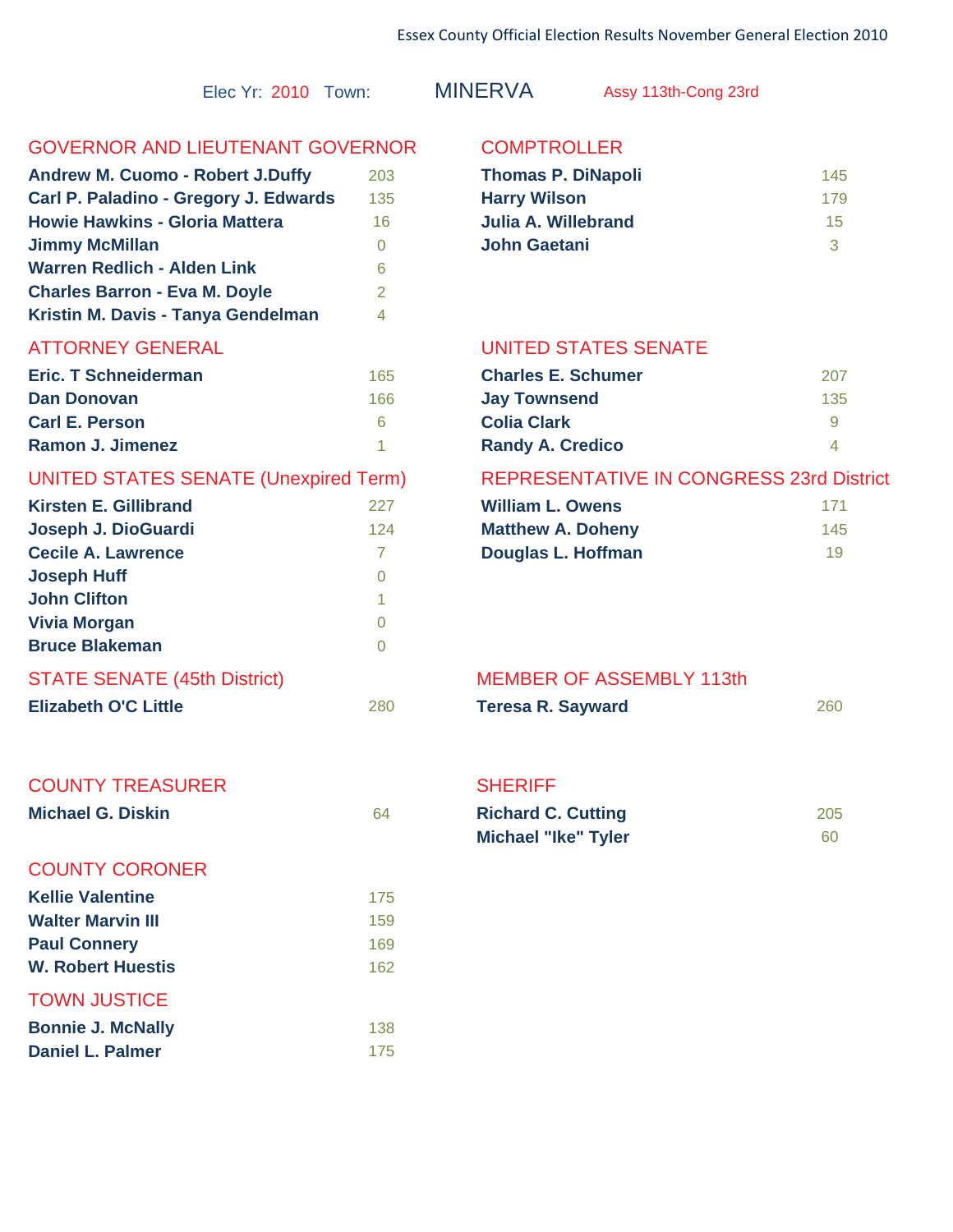Elec Yr: 2010 Town: MINERVA Assy 113th-Cong 23rd

## GOVERNOR AND LIEUTENANT GOVERNOR

| Candidate | Votes |
|---|---|
| Andrew M. Cuomo - Robert J.Duffy | 203 |
| Carl P. Paladino - Gregory J. Edwards | 135 |
| Howie Hawkins - Gloria Mattera | 16 |
| Jimmy McMillan | 0 |
| Warren Redlich - Alden Link | 6 |
| Charles Barron - Eva M. Doyle | 2 |
| Kristin M. Davis - Tanya Gendelman | 4 |

## COMPTROLLER

| Candidate | Votes |
|---|---|
| Thomas P. DiNapoli | 145 |
| Harry Wilson | 179 |
| Julia A. Willebrand | 15 |
| John Gaetani | 3 |

## ATTORNEY GENERAL

| Candidate | Votes |
|---|---|
| Eric. T Schneiderman | 165 |
| Dan Donovan | 166 |
| Carl E. Person | 6 |
| Ramon J. Jimenez | 1 |

## UNITED STATES SENATE

| Candidate | Votes |
|---|---|
| Charles E. Schumer | 207 |
| Jay Townsend | 135 |
| Colia Clark | 9 |
| Randy A. Credico | 4 |

## UNITED STATES SENATE (Unexpired Term)

| Candidate | Votes |
|---|---|
| Kirsten E. Gillibrand | 227 |
| Joseph J. DioGuardi | 124 |
| Cecile A. Lawrence | 7 |
| Joseph Huff | 0 |
| John Clifton | 1 |
| Vivia Morgan | 0 |
| Bruce Blakeman | 0 |

## REPRESENTATIVE IN CONGRESS 23rd District

| Candidate | Votes |
|---|---|
| William L. Owens | 171 |
| Matthew A. Doheny | 145 |
| Douglas L. Hoffman | 19 |

## STATE SENATE (45th District)

| Candidate | Votes |
|---|---|
| Elizabeth O'C Little | 280 |

## MEMBER OF ASSEMBLY 113th

| Candidate | Votes |
|---|---|
| Teresa R. Sayward | 260 |

## COUNTY TREASURER

| Candidate | Votes |
|---|---|
| Michael G. Diskin | 64 |

## SHERIFF

| Candidate | Votes |
|---|---|
| Richard C. Cutting | 205 |
| Michael "Ike" Tyler | 60 |

## COUNTY CORONER

| Candidate | Votes |
|---|---|
| Kellie Valentine | 175 |
| Walter Marvin III | 159 |
| Paul Connery | 169 |
| W. Robert Huestis | 162 |

## TOWN JUSTICE

| Candidate | Votes |
|---|---|
| Bonnie J. McNally | 138 |
| Daniel L. Palmer | 175 |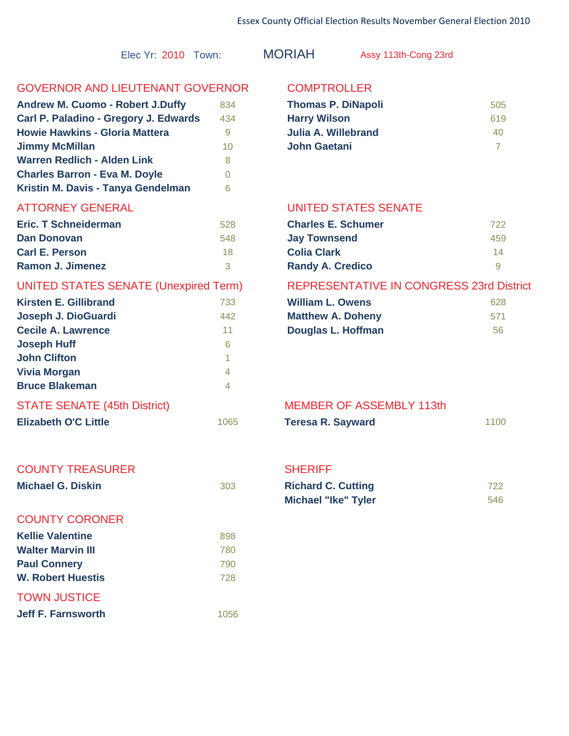Elec Yr: 2010 Town: **MORIAH** Assy 113th-Cong 23rd

## GOVERNOR AND LIEUTENANT GOVERNOR

| Candidate | Votes |
|---|---|
| Andrew M. Cuomo - Robert J.Duffy | 834 |
| Carl P. Paladino - Gregory J. Edwards | 434 |
| Howie Hawkins - Gloria Mattera | 9 |
| Jimmy McMillan | 10 |
| Warren Redlich - Alden Link | 8 |
| Charles Barron - Eva M. Doyle | 0 |
| Kristin M. Davis - Tanya Gendelman | 6 |

## COMPTROLLER

| Candidate | Votes |
|---|---|
| Thomas P. DiNapoli | 505 |
| Harry Wilson | 619 |
| Julia A. Willebrand | 40 |
| John Gaetani | 7 |

## ATTORNEY GENERAL

| Candidate | Votes |
|---|---|
| Eric. T Schneiderman | 528 |
| Dan Donovan | 548 |
| Carl E. Person | 18 |
| Ramon J. Jimenez | 3 |

## UNITED STATES SENATE

| Candidate | Votes |
|---|---|
| Charles E. Schumer | 722 |
| Jay Townsend | 459 |
| Colia Clark | 14 |
| Randy A. Credico | 9 |

## UNITED STATES SENATE (Unexpired Term)

| Candidate | Votes |
|---|---|
| Kirsten E. Gillibrand | 733 |
| Joseph J. DioGuardi | 442 |
| Cecile A. Lawrence | 11 |
| Joseph Huff | 6 |
| John Clifton | 1 |
| Vivia Morgan | 4 |
| Bruce Blakeman | 4 |

## REPRESENTATIVE IN CONGRESS 23rd District

| Candidate | Votes |
|---|---|
| William L. Owens | 628 |
| Matthew A. Doheny | 571 |
| Douglas L. Hoffman | 56 |

## STATE SENATE (45th District)

| Candidate | Votes |
|---|---|
| Elizabeth O'C Little | 1065 |

## MEMBER OF ASSEMBLY 113th

| Candidate | Votes |
|---|---|
| Teresa R. Sayward | 1100 |

## COUNTY TREASURER

| Candidate | Votes |
|---|---|
| Michael G. Diskin | 303 |

## SHERIFF

| Candidate | Votes |
|---|---|
| Richard C. Cutting | 722 |
| Michael "Ike" Tyler | 546 |

## COUNTY CORONER

| Candidate | Votes |
|---|---|
| Kellie Valentine | 898 |
| Walter Marvin III | 780 |
| Paul Connery | 790 |
| W. Robert Huestis | 728 |

## TOWN JUSTICE

| Candidate | Votes |
|---|---|
| Jeff F. Farnsworth | 1056 |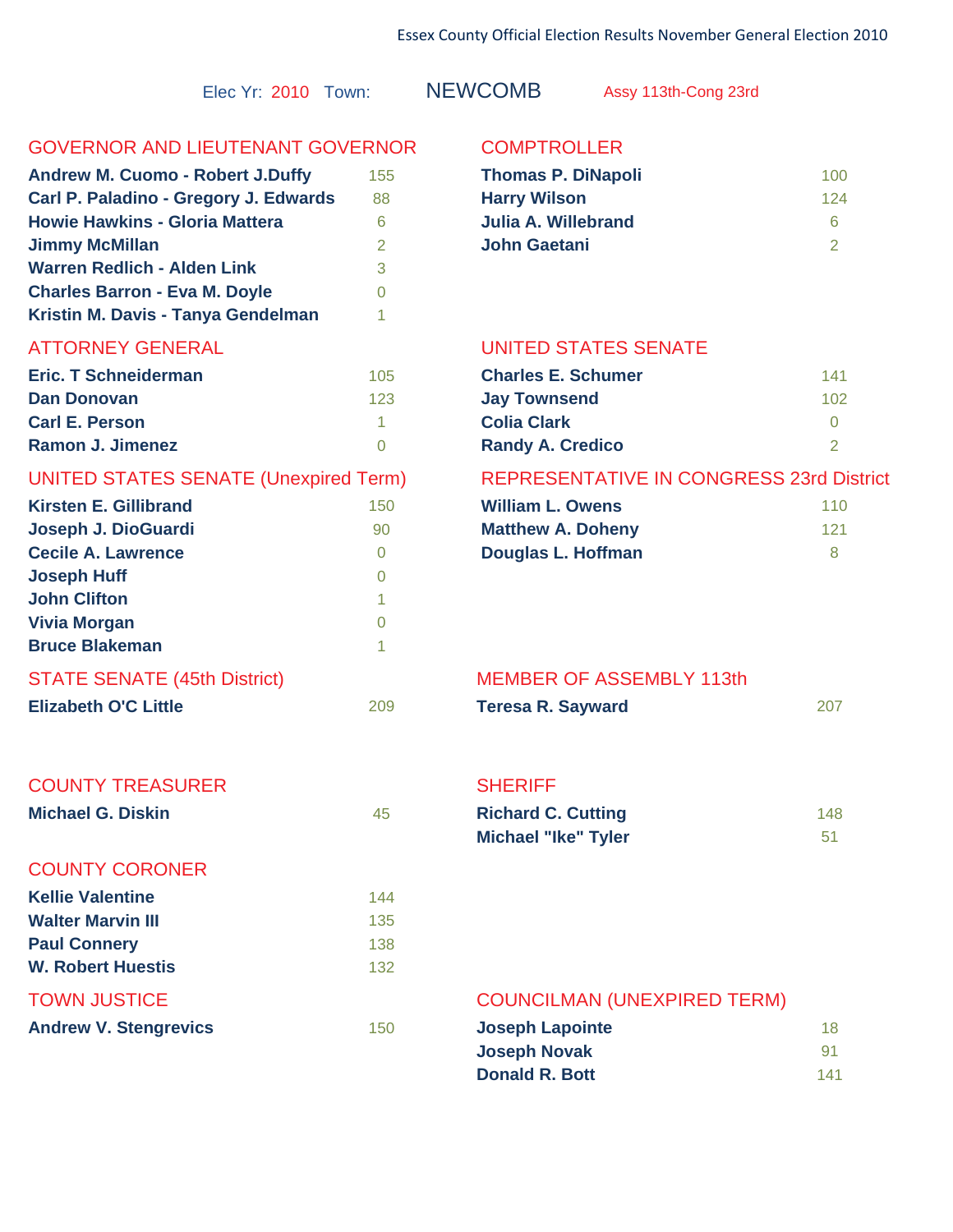Essex County Official Election Results November General Election 2010

Elec Yr: 2010 Town: **NEWCOMB** Assy 113th-Cong 23rd

## GOVERNOR AND LIEUTENANT GOVERNOR

| Candidate | Votes |
|---|---|
| **Andrew M. Cuomo - Robert J.Duffy** | 155 |
| **Carl P. Paladino - Gregory J. Edwards** | 88 |
| **Howie Hawkins - Gloria Mattera** | 6 |
| **Jimmy McMillan** | 2 |
| **Warren Redlich - Alden Link** | 3 |
| **Charles Barron - Eva M. Doyle** | 0 |
| **Kristin M. Davis - Tanya Gendelman** | 1 |

## COMPTROLLER

| Candidate | Votes |
|---|---|
| **Thomas P. DiNapoli** | 100 |
| **Harry Wilson** | 124 |
| **Julia A. Willebrand** | 6 |
| **John Gaetani** | 2 |

## ATTORNEY GENERAL

| Candidate | Votes |
|---|---|
| **Eric. T Schneiderman** | 105 |
| **Dan Donovan** | 123 |
| **Carl E. Person** | 1 |
| **Ramon J. Jimenez** | 0 |

## UNITED STATES SENATE

| Candidate | Votes |
|---|---|
| **Charles E. Schumer** | 141 |
| **Jay Townsend** | 102 |
| **Colia Clark** | 0 |
| **Randy A. Credico** | 2 |

## UNITED STATES SENATE (Unexpired Term)

| Candidate | Votes |
|---|---|
| **Kirsten E. Gillibrand** | 150 |
| **Joseph J. DioGuardi** | 90 |
| **Cecile A. Lawrence** | 0 |
| **Joseph Huff** | 0 |
| **John Clifton** | 1 |
| **Vivia Morgan** | 0 |
| **Bruce Blakeman** | 1 |

## REPRESENTATIVE IN CONGRESS 23rd District

| Candidate | Votes |
|---|---|
| **William L. Owens** | 110 |
| **Matthew A. Doheny** | 121 |
| **Douglas L. Hoffman** | 8 |

## STATE SENATE (45th District)

| Candidate | Votes |
|---|---|
| **Elizabeth O'C Little** | 209 |

## MEMBER OF ASSEMBLY 113th

| Candidate | Votes |
|---|---|
| **Teresa R. Sayward** | 207 |

## COUNTY TREASURER

| Candidate | Votes |
|---|---|
| **Michael G. Diskin** | 45 |

## SHERIFF

| Candidate | Votes |
|---|---|
| **Richard C. Cutting** | 148 |
| **Michael "Ike" Tyler** | 51 |

## COUNTY CORONER

| Candidate | Votes |
|---|---|
| **Kellie Valentine** | 144 |
| **Walter Marvin III** | 135 |
| **Paul Connery** | 138 |
| **W. Robert Huestis** | 132 |

## TOWN JUSTICE

| Candidate | Votes |
|---|---|
| **Andrew V. Stengrevics** | 150 |

## COUNCILMAN (UNEXPIRED TERM)

| Candidate | Votes |
|---|---|
| **Joseph Lapointe** | 18 |
| **Joseph Novak** | 91 |
| **Donald R. Bott** | 141 |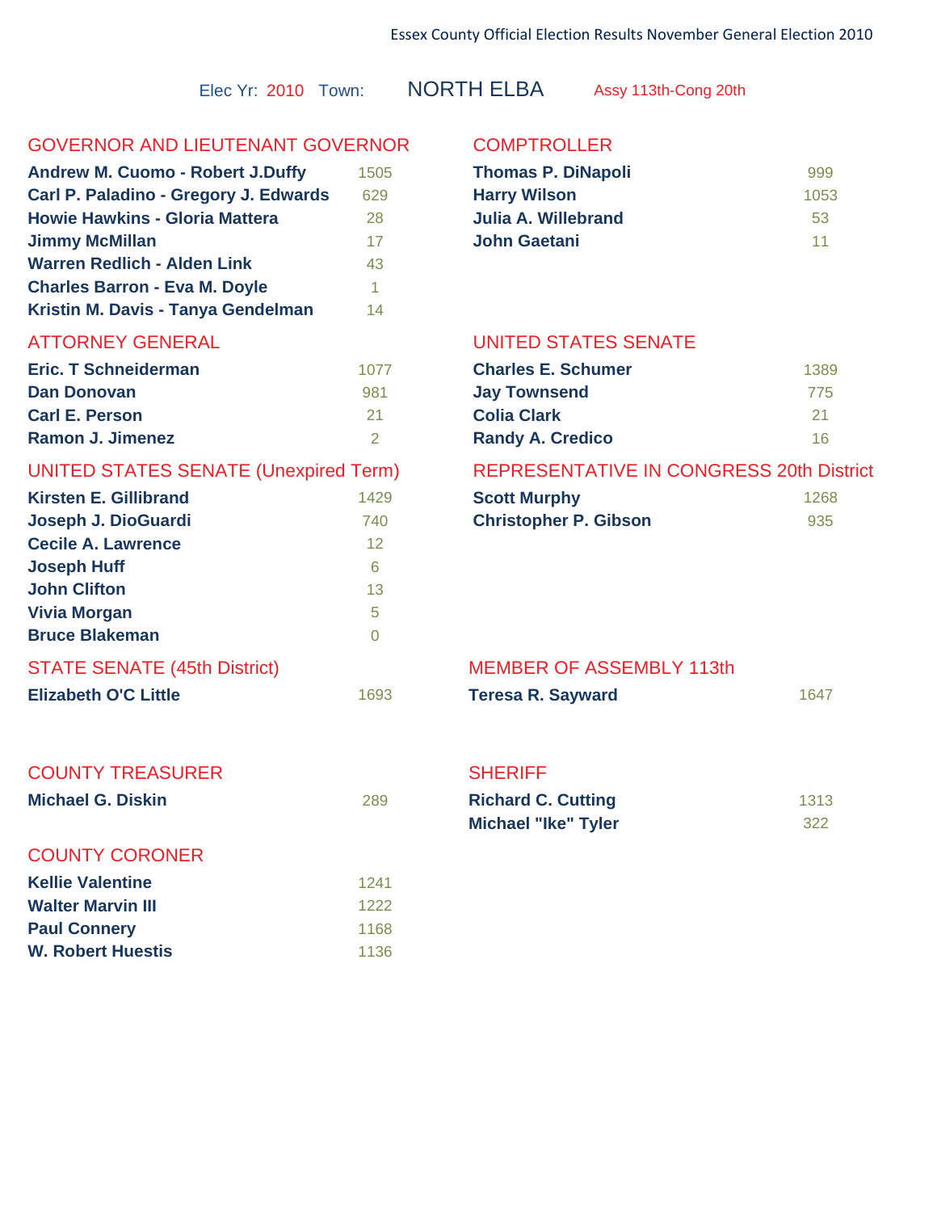Essex County Official Election Results November General Election 2010

Elec Yr: 2010 Town: **NORTH ELBA** Assy 113th-Cong 20th

## GOVERNOR AND LIEUTENANT GOVERNOR

| Candidate | Votes |
|---|---|
| **Andrew M. Cuomo - Robert J.Duffy** | 1505 |
| **Carl P. Paladino - Gregory J. Edwards** | 629 |
| **Howie Hawkins - Gloria Mattera** | 28 |
| **Jimmy McMillan** | 17 |
| **Warren Redlich - Alden Link** | 43 |
| **Charles Barron - Eva M. Doyle** | 1 |
| **Kristin M. Davis - Tanya Gendelman** | 14 |

## COMPTROLLER

| Candidate | Votes |
|---|---|
| **Thomas P. DiNapoli** | 999 |
| **Harry Wilson** | 1053 |
| **Julia A. Willebrand** | 53 |
| **John Gaetani** | 11 |

## ATTORNEY GENERAL

| Candidate | Votes |
|---|---|
| **Eric. T Schneiderman** | 1077 |
| **Dan Donovan** | 981 |
| **Carl E. Person** | 21 |
| **Ramon J. Jimenez** | 2 |

## UNITED STATES SENATE

| Candidate | Votes |
|---|---|
| **Charles E. Schumer** | 1389 |
| **Jay Townsend** | 775 |
| **Colia Clark** | 21 |
| **Randy A. Credico** | 16 |

## UNITED STATES SENATE (Unexpired Term)

| Candidate | Votes |
|---|---|
| **Kirsten E. Gillibrand** | 1429 |
| **Joseph J. DioGuardi** | 740 |
| **Cecile A. Lawrence** | 12 |
| **Joseph Huff** | 6 |
| **John Clifton** | 13 |
| **Vivia Morgan** | 5 |
| **Bruce Blakeman** | 0 |

## REPRESENTATIVE IN CONGRESS 20th District

| Candidate | Votes |
|---|---|
| **Scott Murphy** | 1268 |
| **Christopher P. Gibson** | 935 |

## STATE SENATE (45th District)

| Candidate | Votes |
|---|---|
| **Elizabeth O'C Little** | 1693 |

## MEMBER OF ASSEMBLY 113th

| Candidate | Votes |
|---|---|
| **Teresa R. Sayward** | 1647 |

## COUNTY TREASURER

| Candidate | Votes |
|---|---|
| **Michael G. Diskin** | 289 |

## SHERIFF

| Candidate | Votes |
|---|---|
| **Richard C. Cutting** | 1313 |
| **Michael "Ike" Tyler** | 322 |

## COUNTY CORONER

| Candidate | Votes |
|---|---|
| **Kellie Valentine** | 1241 |
| **Walter Marvin III** | 1222 |
| **Paul Connery** | 1168 |
| **W. Robert Huestis** | 1136 |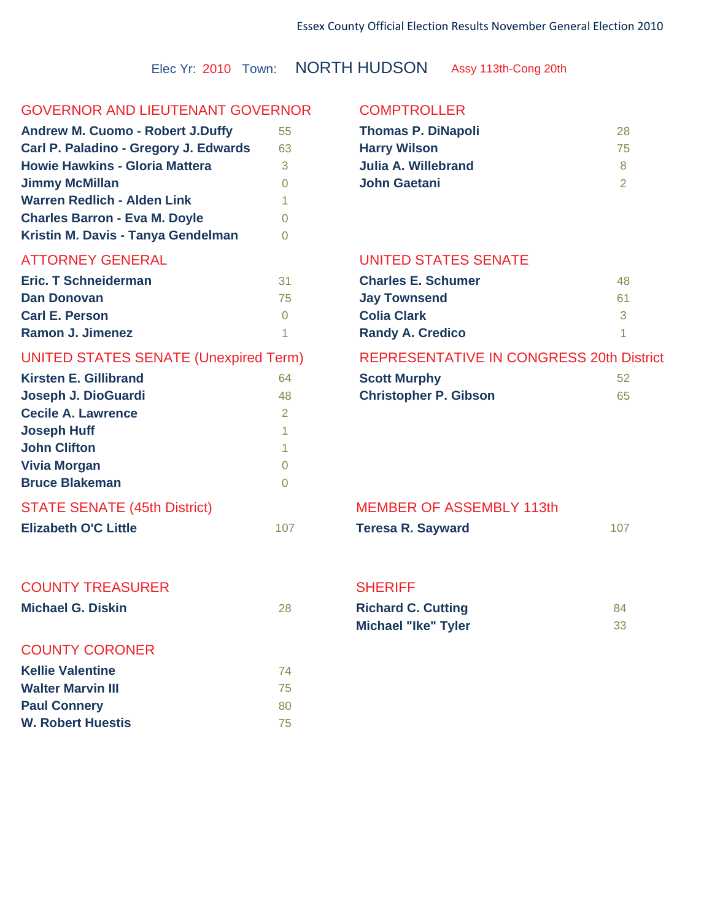Essex County Official Election Results November General Election 2010

Elec Yr: 2010 Town: **NORTH HUDSON** Assy 113th-Cong 20th

## GOVERNOR AND LIEUTENANT GOVERNOR

| Candidate | Votes |
|---|---|
| **Andrew M. Cuomo - Robert J.Duffy** | 55 |
| **Carl P. Paladino - Gregory J. Edwards** | 63 |
| **Howie Hawkins - Gloria Mattera** | 3 |
| **Jimmy McMillan** | 0 |
| **Warren Redlich - Alden Link** | 1 |
| **Charles Barron - Eva M. Doyle** | 0 |
| **Kristin M. Davis - Tanya Gendelman** | 0 |

## COMPTROLLER

| Candidate | Votes |
|---|---|
| **Thomas P. DiNapoli** | 28 |
| **Harry Wilson** | 75 |
| **Julia A. Willebrand** | 8 |
| **John Gaetani** | 2 |

## ATTORNEY GENERAL

| Candidate | Votes |
|---|---|
| **Eric. T Schneiderman** | 31 |
| **Dan Donovan** | 75 |
| **Carl E. Person** | 0 |
| **Ramon J. Jimenez** | 1 |

## UNITED STATES SENATE

| Candidate | Votes |
|---|---|
| **Charles E. Schumer** | 48 |
| **Jay Townsend** | 61 |
| **Colia Clark** | 3 |
| **Randy A. Credico** | 1 |

## UNITED STATES SENATE (Unexpired Term)

| Candidate | Votes |
|---|---|
| **Kirsten E. Gillibrand** | 64 |
| **Joseph J. DioGuardi** | 48 |
| **Cecile A. Lawrence** | 2 |
| **Joseph Huff** | 1 |
| **John Clifton** | 1 |
| **Vivia Morgan** | 0 |
| **Bruce Blakeman** | 0 |

## REPRESENTATIVE IN CONGRESS 20th District

| Candidate | Votes |
|---|---|
| **Scott Murphy** | 52 |
| **Christopher P. Gibson** | 65 |

## STATE SENATE (45th District)

| Candidate | Votes |
|---|---|
| **Elizabeth O'C Little** | 107 |

## MEMBER OF ASSEMBLY 113th

| Candidate | Votes |
|---|---|
| **Teresa R. Sayward** | 107 |

## COUNTY TREASURER

| Candidate | Votes |
|---|---|
| **Michael G. Diskin** | 28 |

## SHERIFF

| Candidate | Votes |
|---|---|
| **Richard C. Cutting** | 84 |
| **Michael "Ike" Tyler** | 33 |

## COUNTY CORONER

| Candidate | Votes |
|---|---|
| **Kellie Valentine** | 74 |
| **Walter Marvin III** | 75 |
| **Paul Connery** | 80 |
| **W. Robert Huestis** | 75 |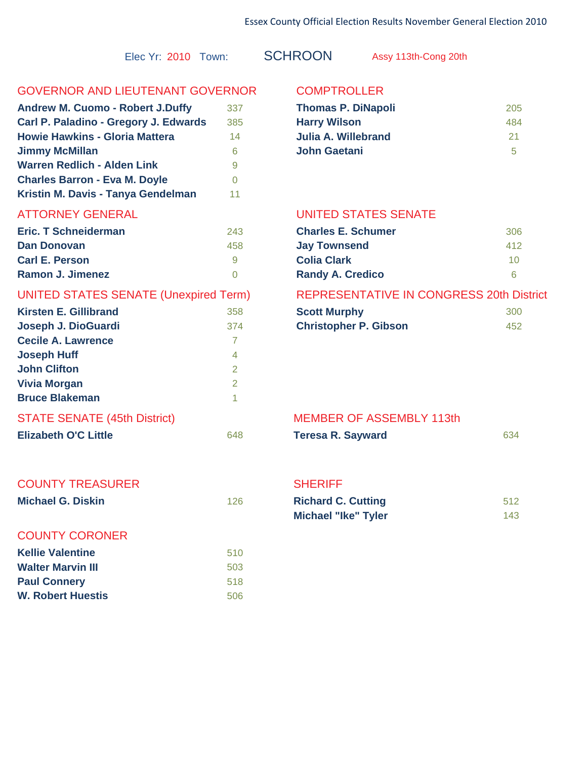Essex County Official Election Results November General Election 2010

Elec Yr: 2010 Town: SCHROON Assy 113th-Cong 20th

## GOVERNOR AND LIEUTENANT GOVERNOR

| Candidate | Votes |
|---|---|
| Andrew M. Cuomo - Robert J.Duffy | 337 |
| Carl P. Paladino - Gregory J. Edwards | 385 |
| Howie Hawkins - Gloria Mattera | 14 |
| Jimmy McMillan | 6 |
| Warren Redlich - Alden Link | 9 |
| Charles Barron - Eva M. Doyle | 0 |
| Kristin M. Davis - Tanya Gendelman | 11 |

## COMPTROLLER

| Candidate | Votes |
|---|---|
| Thomas P. DiNapoli | 205 |
| Harry Wilson | 484 |
| Julia A. Willebrand | 21 |
| John Gaetani | 5 |

## ATTORNEY GENERAL

| Candidate | Votes |
|---|---|
| Eric. T Schneiderman | 243 |
| Dan Donovan | 458 |
| Carl E. Person | 9 |
| Ramon J. Jimenez | 0 |

## UNITED STATES SENATE

| Candidate | Votes |
|---|---|
| Charles E. Schumer | 306 |
| Jay Townsend | 412 |
| Colia Clark | 10 |
| Randy A. Credico | 6 |

## UNITED STATES SENATE (Unexpired Term)

| Candidate | Votes |
|---|---|
| Kirsten E. Gillibrand | 358 |
| Joseph J. DioGuardi | 374 |
| Cecile A. Lawrence | 7 |
| Joseph Huff | 4 |
| John Clifton | 2 |
| Vivia Morgan | 2 |
| Bruce Blakeman | 1 |

## REPRESENTATIVE IN CONGRESS 20th District

| Candidate | Votes |
|---|---|
| Scott Murphy | 300 |
| Christopher P. Gibson | 452 |

## STATE SENATE (45th District)

| Candidate | Votes |
|---|---|
| Elizabeth O'C Little | 648 |

## MEMBER OF ASSEMBLY 113th

| Candidate | Votes |
|---|---|
| Teresa R. Sayward | 634 |

## COUNTY TREASURER

| Candidate | Votes |
|---|---|
| Michael G. Diskin | 126 |

## SHERIFF

| Candidate | Votes |
|---|---|
| Richard C. Cutting | 512 |
| Michael "Ike" Tyler | 143 |

## COUNTY CORONER

| Candidate | Votes |
|---|---|
| Kellie Valentine | 510 |
| Walter Marvin III | 503 |
| Paul Connery | 518 |
| W. Robert Huestis | 506 |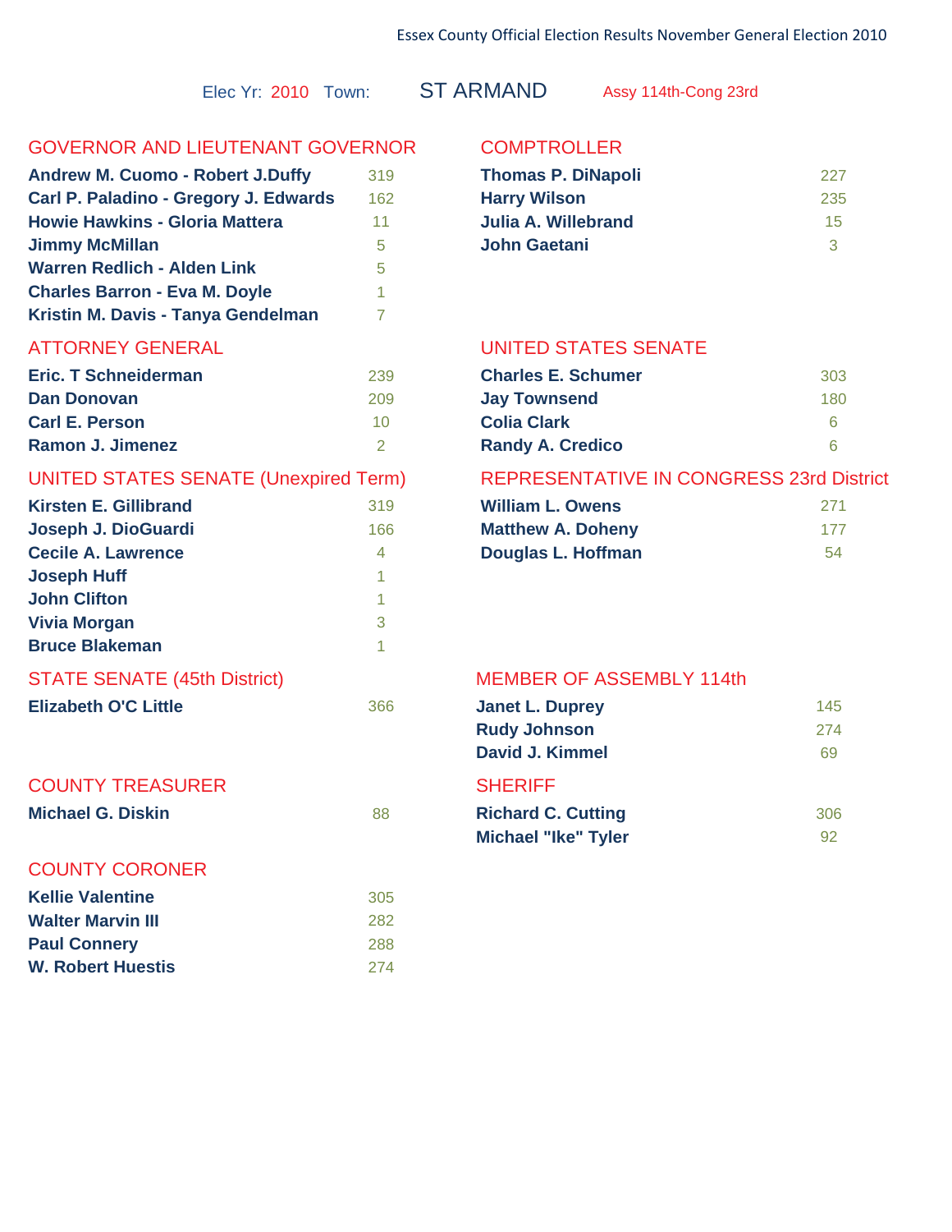Essex County Official Election Results November General Election 2010

Elec Yr: 2010 Town: **ST ARMAND** Assy 114th-Cong 23rd

## GOVERNOR AND LIEUTENANT GOVERNOR

| Candidate | Votes |
|---|---|
| Andrew M. Cuomo - Robert J.Duffy | 319 |
| Carl P. Paladino - Gregory J. Edwards | 162 |
| Howie Hawkins - Gloria Mattera | 11 |
| Jimmy McMillan | 5 |
| Warren Redlich - Alden Link | 5 |
| Charles Barron - Eva M. Doyle | 1 |
| Kristin M. Davis - Tanya Gendelman | 7 |

## COMPTROLLER

| Candidate | Votes |
|---|---|
| Thomas P. DiNapoli | 227 |
| Harry Wilson | 235 |
| Julia A. Willebrand | 15 |
| John Gaetani | 3 |

## ATTORNEY GENERAL

| Candidate | Votes |
|---|---|
| Eric. T Schneiderman | 239 |
| Dan Donovan | 209 |
| Carl E. Person | 10 |
| Ramon J. Jimenez | 2 |

## UNITED STATES SENATE

| Candidate | Votes |
|---|---|
| Charles E. Schumer | 303 |
| Jay Townsend | 180 |
| Colia Clark | 6 |
| Randy A. Credico | 6 |

## UNITED STATES SENATE (Unexpired Term)

| Candidate | Votes |
|---|---|
| Kirsten E. Gillibrand | 319 |
| Joseph J. DioGuardi | 166 |
| Cecile A. Lawrence | 4 |
| Joseph Huff | 1 |
| John Clifton | 1 |
| Vivia Morgan | 3 |
| Bruce Blakeman | 1 |

## REPRESENTATIVE IN CONGRESS 23rd District

| Candidate | Votes |
|---|---|
| William L. Owens | 271 |
| Matthew A. Doheny | 177 |
| Douglas L. Hoffman | 54 |

## STATE SENATE (45th District)

| Candidate | Votes |
|---|---|
| Elizabeth O'C Little | 366 |

## MEMBER OF ASSEMBLY 114th

| Candidate | Votes |
|---|---|
| Janet L. Duprey | 145 |
| Rudy Johnson | 274 |
| David J. Kimmel | 69 |

## COUNTY TREASURER

| Candidate | Votes |
|---|---|
| Michael G. Diskin | 88 |

## SHERIFF

| Candidate | Votes |
|---|---|
| Richard C. Cutting | 306 |
| Michael "Ike" Tyler | 92 |

## COUNTY CORONER

| Candidate | Votes |
|---|---|
| Kellie Valentine | 305 |
| Walter Marvin III | 282 |
| Paul Connery | 288 |
| W. Robert Huestis | 274 |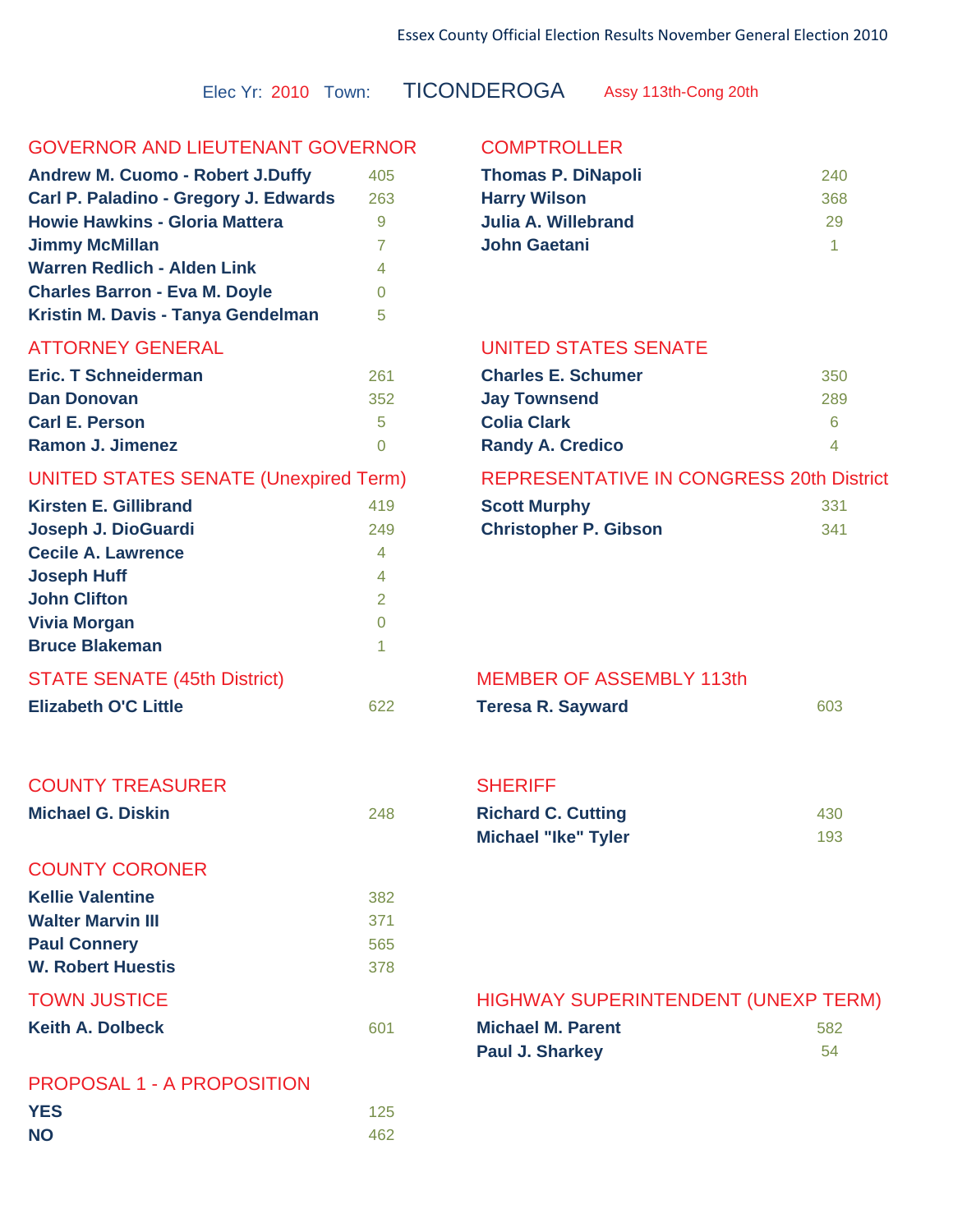Essex County Official Election Results November General Election 2010

Elec Yr: 2010 Town: **TICONDEROGA** Assy 113th-Cong 20th

## GOVERNOR AND LIEUTENANT GOVERNOR

| Candidate | Votes |
|---|---|
| **Andrew M. Cuomo - Robert J.Duffy** | 405 |
| **Carl P. Paladino - Gregory J. Edwards** | 263 |
| **Howie Hawkins - Gloria Mattera** | 9 |
| **Jimmy McMillan** | 7 |
| **Warren Redlich - Alden Link** | 4 |
| **Charles Barron - Eva M. Doyle** | 0 |
| **Kristin M. Davis - Tanya Gendelman** | 5 |

## COMPTROLLER

| Candidate | Votes |
|---|---|
| **Thomas P. DiNapoli** | 240 |
| **Harry Wilson** | 368 |
| **Julia A. Willebrand** | 29 |
| **John Gaetani** | 1 |

## ATTORNEY GENERAL

| Candidate | Votes |
|---|---|
| **Eric. T Schneiderman** | 261 |
| **Dan Donovan** | 352 |
| **Carl E. Person** | 5 |
| **Ramon J. Jimenez** | 0 |

## UNITED STATES SENATE

| Candidate | Votes |
|---|---|
| **Charles E. Schumer** | 350 |
| **Jay Townsend** | 289 |
| **Colia Clark** | 6 |
| **Randy A. Credico** | 4 |

## UNITED STATES SENATE (Unexpired Term)

| Candidate | Votes |
|---|---|
| **Kirsten E. Gillibrand** | 419 |
| **Joseph J. DioGuardi** | 249 |
| **Cecile A. Lawrence** | 4 |
| **Joseph Huff** | 4 |
| **John Clifton** | 2 |
| **Vivia Morgan** | 0 |
| **Bruce Blakeman** | 1 |

## REPRESENTATIVE IN CONGRESS 20th District

| Candidate | Votes |
|---|---|
| **Scott Murphy** | 331 |
| **Christopher P. Gibson** | 341 |

## STATE SENATE (45th District)

| Candidate | Votes |
|---|---|
| **Elizabeth O'C Little** | 622 |

## MEMBER OF ASSEMBLY 113th

| Candidate | Votes |
|---|---|
| **Teresa R. Sayward** | 603 |

## COUNTY TREASURER

| Candidate | Votes |
|---|---|
| **Michael G. Diskin** | 248 |

## SHERIFF

| Candidate | Votes |
|---|---|
| **Richard C. Cutting** | 430 |
| **Michael "Ike" Tyler** | 193 |

## COUNTY CORONER

| Candidate | Votes |
|---|---|
| **Kellie Valentine** | 382 |
| **Walter Marvin III** | 371 |
| **Paul Connery** | 565 |
| **W. Robert Huestis** | 378 |

## TOWN JUSTICE

| Candidate | Votes |
|---|---|
| **Keith A. Dolbeck** | 601 |

## HIGHWAY SUPERINTENDENT (UNEXP TERM)

| Candidate | Votes |
|---|---|
| **Michael M. Parent** | 582 |
| **Paul J. Sharkey** | 54 |

## PROPOSAL 1 - A PROPOSITION

| Choice | Votes |
|---|---|
| **YES** | 125 |
| **NO** | 462 |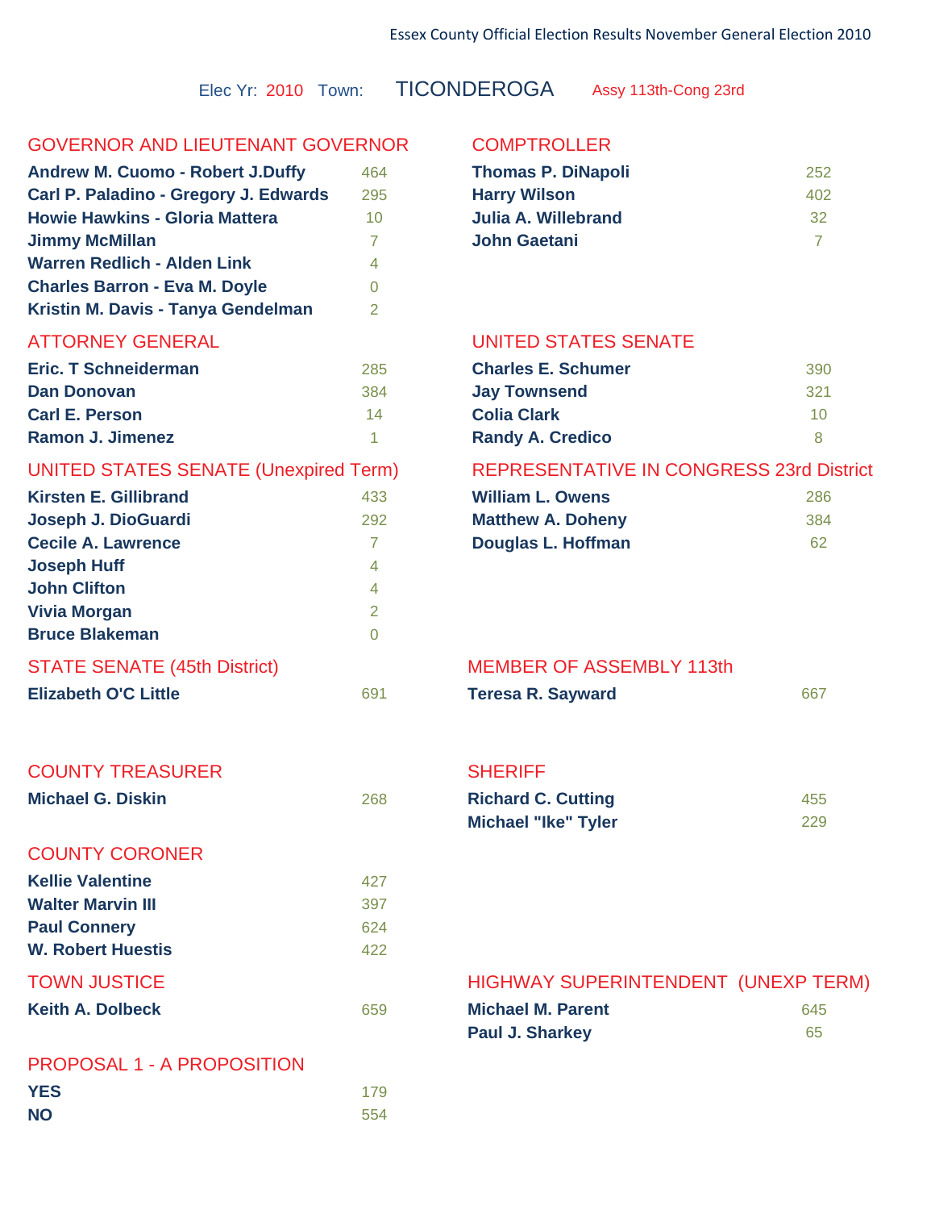Essex County Official Election Results November General Election 2010

Elec Yr: 2010 Town: **TICONDEROGA** Assy 113th-Cong 23rd

## GOVERNOR AND LIEUTENANT GOVERNOR

| Candidate | Votes |
|---|---|
| **Andrew M. Cuomo - Robert J.Duffy** | 464 |
| **Carl P. Paladino - Gregory J. Edwards** | 295 |
| **Howie Hawkins - Gloria Mattera** | 10 |
| **Jimmy McMillan** | 7 |
| **Warren Redlich - Alden Link** | 4 |
| **Charles Barron - Eva M. Doyle** | 0 |
| **Kristin M. Davis - Tanya Gendelman** | 2 |

## COMPTROLLER

| Candidate | Votes |
|---|---|
| **Thomas P. DiNapoli** | 252 |
| **Harry Wilson** | 402 |
| **Julia A. Willebrand** | 32 |
| **John Gaetani** | 7 |

## ATTORNEY GENERAL

| Candidate | Votes |
|---|---|
| **Eric. T Schneiderman** | 285 |
| **Dan Donovan** | 384 |
| **Carl E. Person** | 14 |
| **Ramon J. Jimenez** | 1 |

## UNITED STATES SENATE

| Candidate | Votes |
|---|---|
| **Charles E. Schumer** | 390 |
| **Jay Townsend** | 321 |
| **Colia Clark** | 10 |
| **Randy A. Credico** | 8 |

## UNITED STATES SENATE (Unexpired Term)

| Candidate | Votes |
|---|---|
| **Kirsten E. Gillibrand** | 433 |
| **Joseph J. DioGuardi** | 292 |
| **Cecile A. Lawrence** | 7 |
| **Joseph Huff** | 4 |
| **John Clifton** | 4 |
| **Vivia Morgan** | 2 |
| **Bruce Blakeman** | 0 |

## REPRESENTATIVE IN CONGRESS 23rd District

| Candidate | Votes |
|---|---|
| **William L. Owens** | 286 |
| **Matthew A. Doheny** | 384 |
| **Douglas L. Hoffman** | 62 |

## STATE SENATE (45th District)

| Candidate | Votes |
|---|---|
| **Elizabeth O'C Little** | 691 |

## MEMBER OF ASSEMBLY 113th

| Candidate | Votes |
|---|---|
| **Teresa R. Sayward** | 667 |

## COUNTY TREASURER

| Candidate | Votes |
|---|---|
| **Michael G. Diskin** | 268 |

## SHERIFF

| Candidate | Votes |
|---|---|
| **Richard C. Cutting** | 455 |
| **Michael "Ike" Tyler** | 229 |

## COUNTY CORONER

| Candidate | Votes |
|---|---|
| **Kellie Valentine** | 427 |
| **Walter Marvin III** | 397 |
| **Paul Connery** | 624 |
| **W. Robert Huestis** | 422 |

## TOWN JUSTICE

| Candidate | Votes |
|---|---|
| **Keith A. Dolbeck** | 659 |

## HIGHWAY SUPERINTENDENT (UNEXP TERM)

| Candidate | Votes |
|---|---|
| **Michael M. Parent** | 645 |
| **Paul J. Sharkey** | 65 |

## PROPOSAL 1 - A PROPOSITION

| Choice | Votes |
|---|---|
| **YES** | 179 |
| **NO** | 554 |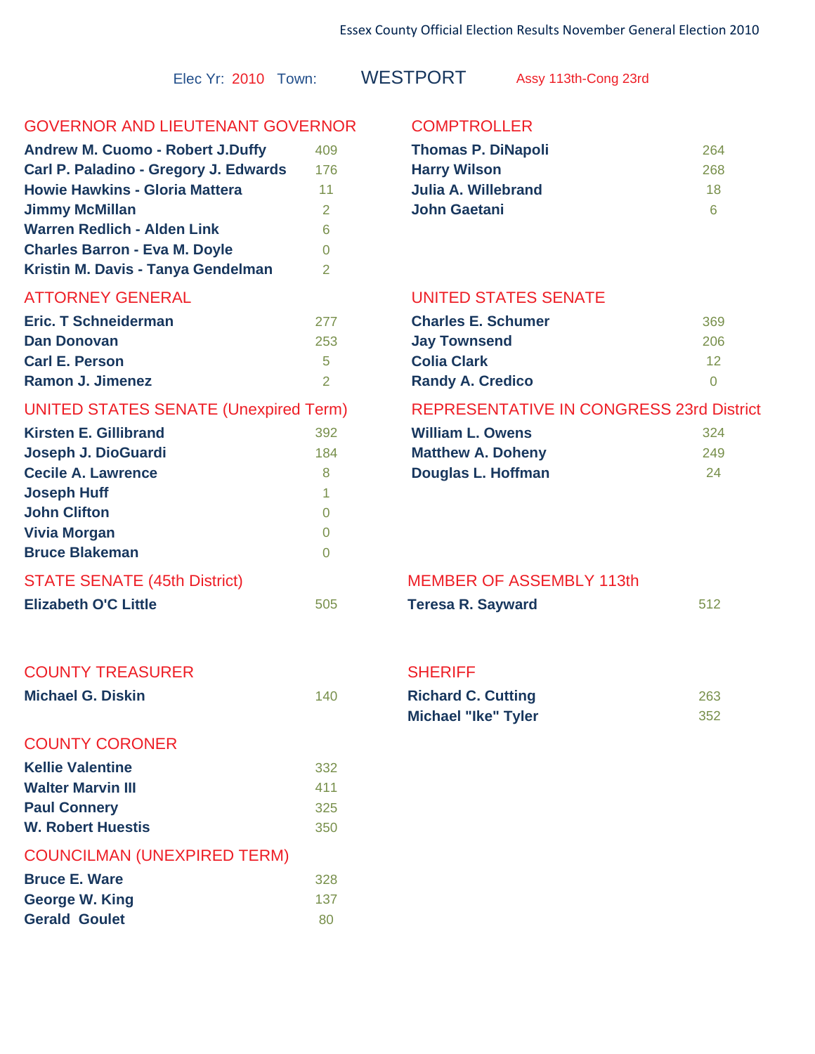Essex County Official Election Results November General Election 2010

Elec Yr: 2010 Town: **WESTPORT** Assy 113th-Cong 23rd

## GOVERNOR AND LIEUTENANT GOVERNOR

| Candidate | Votes |
|---|---|
| Andrew M. Cuomo - Robert J.Duffy | 409 |
| Carl P. Paladino - Gregory J. Edwards | 176 |
| Howie Hawkins - Gloria Mattera | 11 |
| Jimmy McMillan | 2 |
| Warren Redlich - Alden Link | 6 |
| Charles Barron - Eva M. Doyle | 0 |
| Kristin M. Davis - Tanya Gendelman | 2 |

## COMPTROLLER

| Candidate | Votes |
|---|---|
| Thomas P. DiNapoli | 264 |
| Harry Wilson | 268 |
| Julia A. Willebrand | 18 |
| John Gaetani | 6 |

## ATTORNEY GENERAL

| Candidate | Votes |
|---|---|
| Eric. T Schneiderman | 277 |
| Dan Donovan | 253 |
| Carl E. Person | 5 |
| Ramon J. Jimenez | 2 |

## UNITED STATES SENATE

| Candidate | Votes |
|---|---|
| Charles E. Schumer | 369 |
| Jay Townsend | 206 |
| Colia Clark | 12 |
| Randy A. Credico | 0 |

## UNITED STATES SENATE (Unexpired Term)

| Candidate | Votes |
|---|---|
| Kirsten E. Gillibrand | 392 |
| Joseph J. DioGuardi | 184 |
| Cecile A. Lawrence | 8 |
| Joseph Huff | 1 |
| John Clifton | 0 |
| Vivia Morgan | 0 |
| Bruce Blakeman | 0 |

## REPRESENTATIVE IN CONGRESS 23rd District

| Candidate | Votes |
|---|---|
| William L. Owens | 324 |
| Matthew A. Doheny | 249 |
| Douglas L. Hoffman | 24 |

## STATE SENATE (45th District)

| Candidate | Votes |
|---|---|
| Elizabeth O'C Little | 505 |

## MEMBER OF ASSEMBLY 113th

| Candidate | Votes |
|---|---|
| Teresa R. Sayward | 512 |

## COUNTY TREASURER

| Candidate | Votes |
|---|---|
| Michael G. Diskin | 140 |

## SHERIFF

| Candidate | Votes |
|---|---|
| Richard C. Cutting | 263 |
| Michael "Ike" Tyler | 352 |

## COUNTY CORONER

| Candidate | Votes |
|---|---|
| Kellie Valentine | 332 |
| Walter Marvin III | 411 |
| Paul Connery | 325 |
| W. Robert Huestis | 350 |

## COUNCILMAN (UNEXPIRED TERM)

| Candidate | Votes |
|---|---|
| Bruce E. Ware | 328 |
| George W. King | 137 |
| Gerald Goulet | 80 |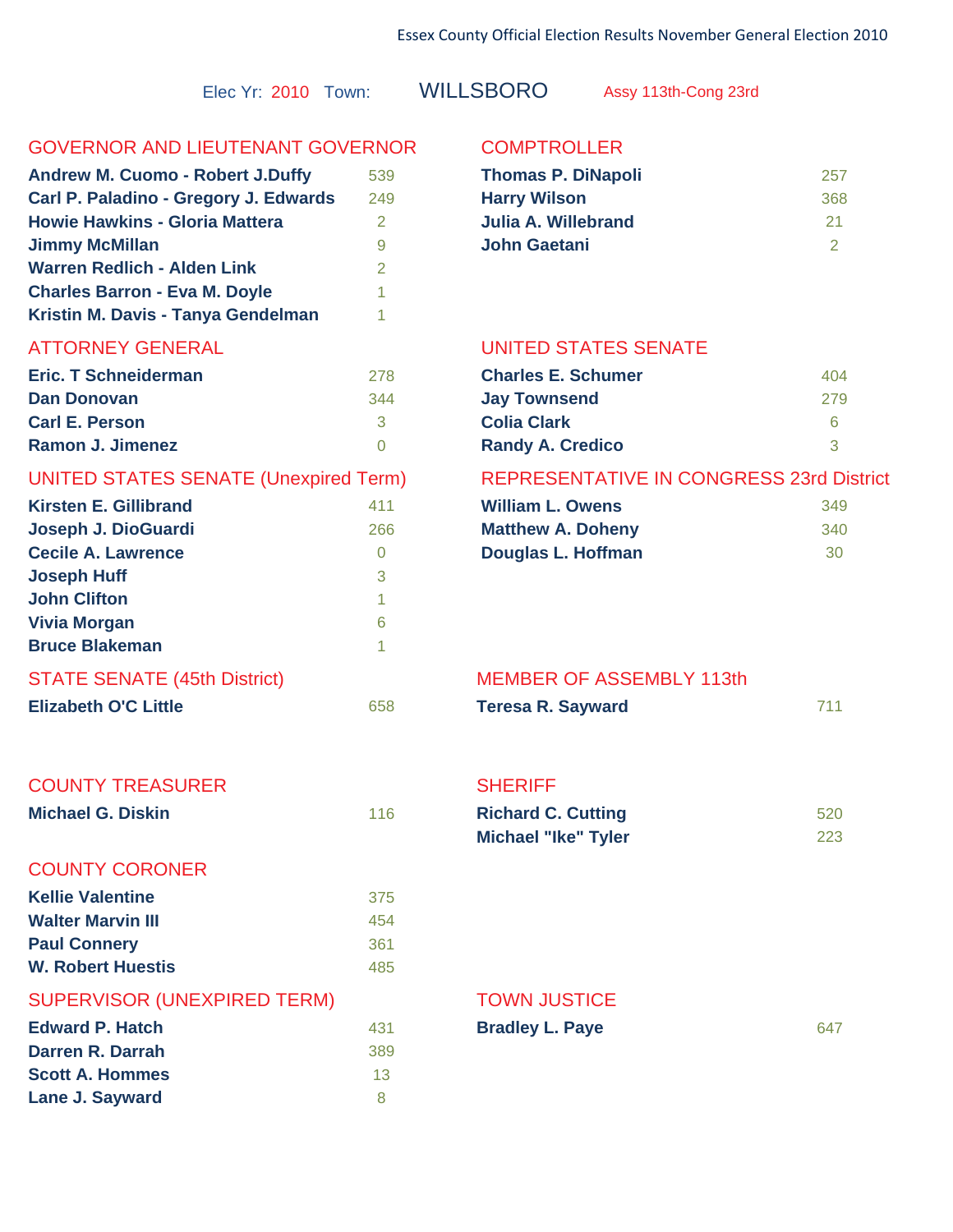Essex County Official Election Results November General Election 2010

Elec Yr: 2010 Town: WILLSBORO Assy 113th-Cong 23rd

## GOVERNOR AND LIEUTENANT GOVERNOR

| Candidate | Votes |
|---|---|
| **Andrew M. Cuomo - Robert J.Duffy** | 539 |
| **Carl P. Paladino - Gregory J. Edwards** | 249 |
| **Howie Hawkins - Gloria Mattera** | 2 |
| **Jimmy McMillan** | 9 |
| **Warren Redlich - Alden Link** | 2 |
| **Charles Barron - Eva M. Doyle** | 1 |
| **Kristin M. Davis - Tanya Gendelman** | 1 |

## COMPTROLLER

| Candidate | Votes |
|---|---|
| **Thomas P. DiNapoli** | 257 |
| **Harry Wilson** | 368 |
| **Julia A. Willebrand** | 21 |
| **John Gaetani** | 2 |

## ATTORNEY GENERAL

| Candidate | Votes |
|---|---|
| **Eric. T Schneiderman** | 278 |
| **Dan Donovan** | 344 |
| **Carl E. Person** | 3 |
| **Ramon J. Jimenez** | 0 |

## UNITED STATES SENATE

| Candidate | Votes |
|---|---|
| **Charles E. Schumer** | 404 |
| **Jay Townsend** | 279 |
| **Colia Clark** | 6 |
| **Randy A. Credico** | 3 |

## UNITED STATES SENATE (Unexpired Term)

| Candidate | Votes |
|---|---|
| **Kirsten E. Gillibrand** | 411 |
| **Joseph J. DioGuardi** | 266 |
| **Cecile A. Lawrence** | 0 |
| **Joseph Huff** | 3 |
| **John Clifton** | 1 |
| **Vivia Morgan** | 6 |
| **Bruce Blakeman** | 1 |

## REPRESENTATIVE IN CONGRESS 23rd District

| Candidate | Votes |
|---|---|
| **William L. Owens** | 349 |
| **Matthew A. Doheny** | 340 |
| **Douglas L. Hoffman** | 30 |

## STATE SENATE (45th District)

| Candidate | Votes |
|---|---|
| **Elizabeth O'C Little** | 658 |

## MEMBER OF ASSEMBLY 113th

| Candidate | Votes |
|---|---|
| **Teresa R. Sayward** | 711 |

## COUNTY TREASURER

| Candidate | Votes |
|---|---|
| **Michael G. Diskin** | 116 |

## SHERIFF

| Candidate | Votes |
|---|---|
| **Richard C. Cutting** | 520 |
| **Michael "Ike" Tyler** | 223 |

## COUNTY CORONER

| Candidate | Votes |
|---|---|
| **Kellie Valentine** | 375 |
| **Walter Marvin III** | 454 |
| **Paul Connery** | 361 |
| **W. Robert Huestis** | 485 |

## SUPERVISOR (UNEXPIRED TERM)

| Candidate | Votes |
|---|---|
| **Edward P. Hatch** | 431 |
| **Darren R. Darrah** | 389 |
| **Scott A. Hommes** | 13 |
| **Lane J. Sayward** | 8 |

## TOWN JUSTICE

| Candidate | Votes |
|---|---|
| **Bradley L. Paye** | 647 |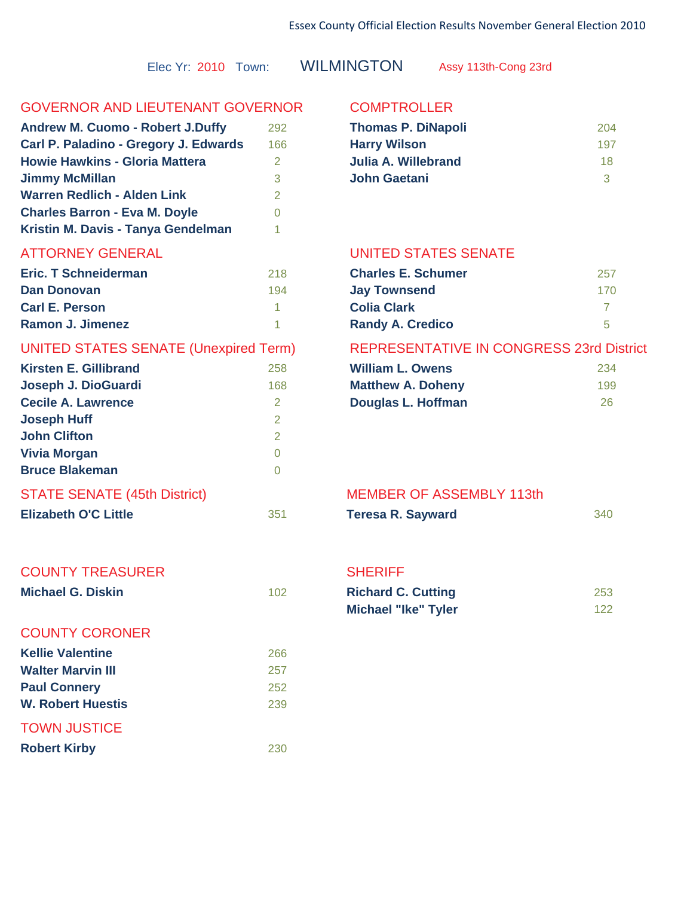Essex County Official Election Results November General Election 2010

Elec Yr: 2010 Town: WILMINGTON Assy 113th-Cong 23rd

## GOVERNOR AND LIEUTENANT GOVERNOR

| | |
|---|---|
| **Andrew M. Cuomo - Robert J.Duffy** | 292 |
| **Carl P. Paladino - Gregory J. Edwards** | 166 |
| **Howie Hawkins - Gloria Mattera** | 2 |
| **Jimmy McMillan** | 3 |
| **Warren Redlich - Alden Link** | 2 |
| **Charles Barron - Eva M. Doyle** | 0 |
| **Kristin M. Davis - Tanya Gendelman** | 1 |

## COMPTROLLER

| | |
|---|---|
| **Thomas P. DiNapoli** | 204 |
| **Harry Wilson** | 197 |
| **Julia A. Willebrand** | 18 |
| **John Gaetani** | 3 |

## ATTORNEY GENERAL

| | |
|---|---|
| **Eric. T Schneiderman** | 218 |
| **Dan Donovan** | 194 |
| **Carl E. Person** | 1 |
| **Ramon J. Jimenez** | 1 |

## UNITED STATES SENATE

| | |
|---|---|
| **Charles E. Schumer** | 257 |
| **Jay Townsend** | 170 |
| **Colia Clark** | 7 |
| **Randy A. Credico** | 5 |

## UNITED STATES SENATE (Unexpired Term)

| | |
|---|---|
| **Kirsten E. Gillibrand** | 258 |
| **Joseph J. DioGuardi** | 168 |
| **Cecile A. Lawrence** | 2 |
| **Joseph Huff** | 2 |
| **John Clifton** | 2 |
| **Vivia Morgan** | 0 |
| **Bruce Blakeman** | 0 |

## REPRESENTATIVE IN CONGRESS 23rd District

| | |
|---|---|
| **William L. Owens** | 234 |
| **Matthew A. Doheny** | 199 |
| **Douglas L. Hoffman** | 26 |

## STATE SENATE (45th District)

| | |
|---|---|
| **Elizabeth O'C Little** | 351 |

## MEMBER OF ASSEMBLY 113th

| | |
|---|---|
| **Teresa R. Sayward** | 340 |

## COUNTY TREASURER

| | |
|---|---|
| **Michael G. Diskin** | 102 |

## SHERIFF

| | |
|---|---|
| **Richard C. Cutting** | 253 |
| **Michael "Ike" Tyler** | 122 |

## COUNTY CORONER

| | |
|---|---|
| **Kellie Valentine** | 266 |
| **Walter Marvin III** | 257 |
| **Paul Connery** | 252 |
| **W. Robert Huestis** | 239 |

## TOWN JUSTICE

| | |
|---|---|
| **Robert Kirby** | 230 |